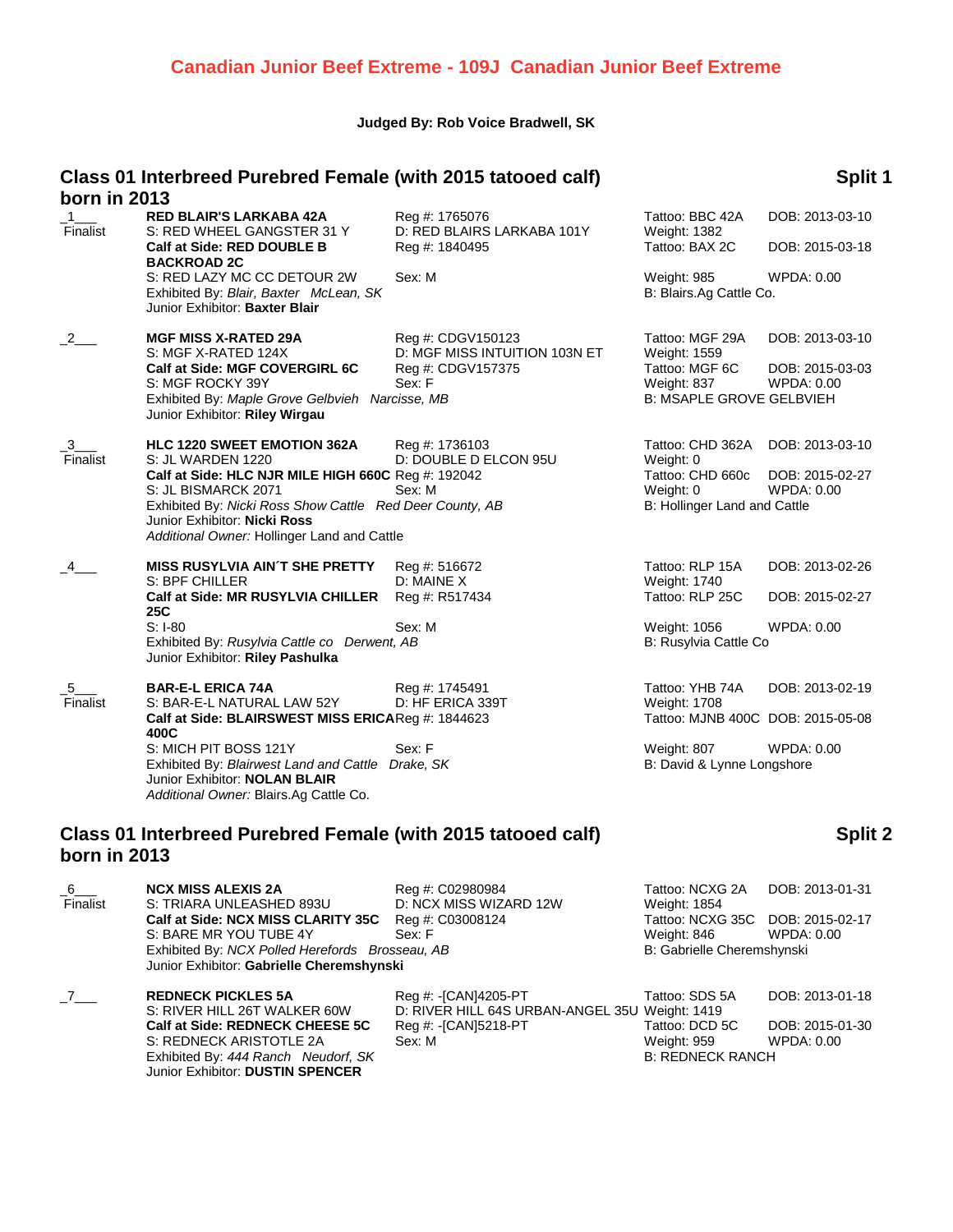# Canadian Junior Beef Extreme - 109J Canadian Junior Beef Extreme

**Judged By: Rob Voice Bradwell, SK**

## Class 01 Interbreed Purebred Female (with 2015 tatooed calf) born in 2013 — Split 1

_1___ Finalist

**RED BLAIR'S LARKABA 42A** — Reg #: 1765076 — Tattoo: BBC 42A — DOB: 2013-03-10
S: RED WHEEL GANGSTER 31 Y — D: RED BLAIRS LARKABA 101Y — Weight: 1382
**Calf at Side: RED DOUBLE B BACKROAD 2C** — Reg #: 1840495 — Tattoo: BAX 2C — DOB: 2015-03-18
S: RED LAZY MC CC DETOUR 2W — Sex: M — Weight: 985 — WPDA: 0.00
Exhibited By: *Blair, Baxter McLean, SK* — B: Blairs.Ag Cattle Co.
Junior Exhibitor: **Baxter Blair**

_2___

**MGF MISS X-RATED 29A** — Reg #: CDGV150123 — Tattoo: MGF 29A — DOB: 2013-03-10
S: MGF X-RATED 124X — D: MGF MISS INTUITION 103N ET — Weight: 1559
**Calf at Side: MGF COVERGIRL 6C** — Reg #: CDGV157375 — Tattoo: MGF 6C — DOB: 2015-03-03
S: MGF ROCKY 39Y — Sex: F — Weight: 837 — WPDA: 0.00
Exhibited By: *Maple Grove Gelbvieh Narcisse, MB* — B: MSAPLE GROVE GELBVIEH
Junior Exhibitor: **Riley Wirgau**

_3___ Finalist

**HLC 1220 SWEET EMOTION 362A** — Reg #: 1736103 — Tattoo: CHD 362A — DOB: 2013-03-10
S: JL WARDEN 1220 — D: DOUBLE D ELCON 95U — Weight: 0
**Calf at Side: HLC NJR MILE HIGH 660C** — Reg #: 192042 — Tattoo: CHD 660c — DOB: 2015-02-27
S: JL BISMARCK 2071 — Sex: M — Weight: 0 — WPDA: 0.00
Exhibited By: *Nicki Ross Show Cattle Red Deer County, AB* — B: Hollinger Land and Cattle
Junior Exhibitor: **Nicki Ross**
*Additional Owner:* Hollinger Land and Cattle

_4___

**MISS RUSYLVIA AIN´T SHE PRETTY** — Reg #: 516672 — Tattoo: RLP 15A — DOB: 2013-02-26
S: BPF CHILLER — D: MAINE X — Weight: 1740
**Calf at Side: MR RUSYLVIA CHILLER 25C** — Reg #: R517434 — Tattoo: RLP 25C — DOB: 2015-02-27
S: I-80 — Sex: M — Weight: 1056 — WPDA: 0.00
Exhibited By: *Rusylvia Cattle co Derwent, AB* — B: Rusylvia Cattle Co
Junior Exhibitor: **Riley Pashulka**

_5___ Finalist

**BAR-E-L ERICA 74A** — Reg #: 1745491 — Tattoo: YHB 74A — DOB: 2013-02-19
S: BAR-E-L NATURAL LAW 52Y — D: HF ERICA 339T — Weight: 1708
**Calf at Side: BLAIRSWEST MISS ERICA 400C** — Reg #: 1844623 — Tattoo: MJNB 400C — DOB: 2015-05-08
S: MICH PIT BOSS 121Y — Sex: F — Weight: 807 — WPDA: 0.00
Exhibited By: *Blairwest Land and Cattle Drake, SK* — B: David & Lynne Longshore
Junior Exhibitor: **NOLAN BLAIR**
*Additional Owner:* Blairs.Ag Cattle Co.

## Class 01 Interbreed Purebred Female (with 2015 tatooed calf) born in 2013 — Split 2

_6___ Finalist

**NCX MISS ALEXIS 2A** — Reg #: C02980984 — Tattoo: NCXG 2A — DOB: 2013-01-31
S: TRIARA UNLEASHED 893U — D: NCX MISS WIZARD 12W — Weight: 1854
**Calf at Side: NCX MISS CLARITY 35C** — Reg #: C03008124 — Tattoo: NCXG 35C — DOB: 2015-02-17
S: BARE MR YOU TUBE 4Y — Sex: F — Weight: 846 — WPDA: 0.00
Exhibited By: *NCX Polled Herefords Brosseau, AB* — B: Gabrielle Cheremshynski
Junior Exhibitor: **Gabrielle Cheremshynski**

_7___

**REDNECK PICKLES 5A** — Reg #: -[CAN]4205-PT — Tattoo: SDS 5A — DOB: 2013-01-18
S: RIVER HILL 26T WALKER 60W — D: RIVER HILL 64S URBAN-ANGEL 35U — Weight: 1419
**Calf at Side: REDNECK CHEESE 5C** — Reg #: -[CAN]5218-PT — Tattoo: DCD 5C — DOB: 2015-01-30
S: REDNECK ARISTOTLE 2A — Sex: M — Weight: 959 — WPDA: 0.00
Exhibited By: *444 Ranch Neudorf, SK* — B: REDNECK RANCH
Junior Exhibitor: **DUSTIN SPENCER**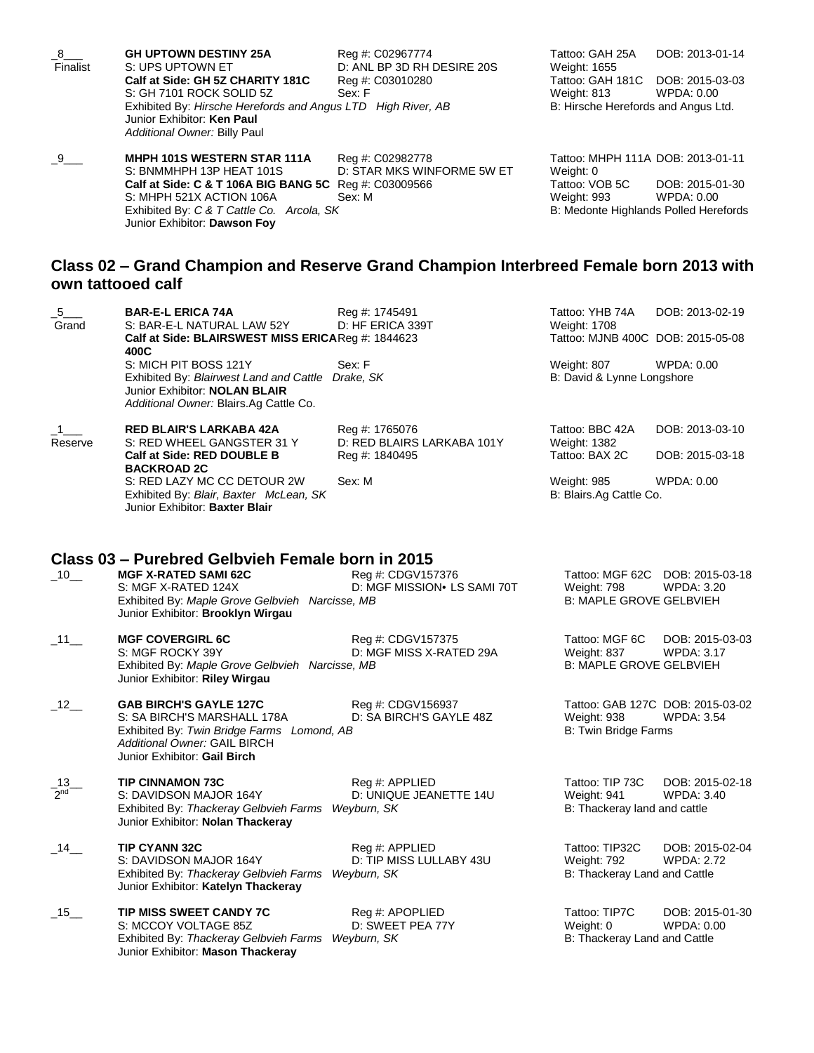_8___ Finalist

**GH UPTOWN DESTINY 25A** Reg #: C02967774 Tattoo: GAH 25A DOB: 2013-01-14
S: UPS UPTOWN ET D: ANL BP 3D RH DESIRE 20S Weight: 1655
**Calf at Side: GH 5Z CHARITY 181C** Reg #: C03010280 Tattoo: GAH 181C DOB: 2015-03-03
S: GH 7101 ROCK SOLID 5Z Sex: F Weight: 813 WPDA: 0.00
Exhibited By: *Hirsche Herefords and Angus LTD High River, AB* B: Hirsche Herefords and Angus Ltd.
Junior Exhibitor: **Ken Paul**
*Additional Owner:* Billy Paul

_9___

**MHPH 101S WESTERN STAR 111A** Reg #: C02982778 Tattoo: MHPH 111A DOB: 2013-01-11
S: BNMMHPH 13P HEAT 101S D: STAR MKS WINFORME 5W ET Weight: 0
**Calf at Side: C & T 106A BIG BANG 5C** Reg #: C03009566 Tattoo: VOB 5C DOB: 2015-01-30
S: MHPH 521X ACTION 106A Sex: M Weight: 993 WPDA: 0.00
Exhibited By: *C & T Cattle Co. Arcola, SK* B: Medonte Highlands Polled Herefords
Junior Exhibitor: **Dawson Foy**

## Class 02 – Grand Champion and Reserve Grand Champion Interbreed Female born 2013 with own tattooed calf

_5___ Grand

**BAR-E-L ERICA 74A** Reg #: 1745491 Tattoo: YHB 74A DOB: 2013-02-19
S: BAR-E-L NATURAL LAW 52Y D: HF ERICA 339T Weight: 1708
**Calf at Side: BLAIRSWEST MISS ERICA 400C** Reg #: 1844623 Tattoo: MJNB 400C DOB: 2015-05-08
S: MICH PIT BOSS 121Y Sex: F Weight: 807 WPDA: 0.00
Exhibited By: *Blairwest Land and Cattle Drake, SK* B: David & Lynne Longshore
Junior Exhibitor: **NOLAN BLAIR**
*Additional Owner:* Blairs.Ag Cattle Co.

_1___ Reserve

**RED BLAIR'S LARKABA 42A** Reg #: 1765076 Tattoo: BBC 42A DOB: 2013-03-10
S: RED WHEEL GANGSTER 31 Y D: RED BLAIRS LARKABA 101Y Weight: 1382
**Calf at Side: RED DOUBLE B BACKROAD 2C** Reg #: 1840495 Tattoo: BAX 2C DOB: 2015-03-18
S: RED LAZY MC CC DETOUR 2W Sex: M Weight: 985 WPDA: 0.00
Exhibited By: *Blair, Baxter McLean, SK* B: Blairs.Ag Cattle Co.
Junior Exhibitor: **Baxter Blair**

## Class 03 – Purebred Gelbvieh Female born in 2015

_10__

**MGF X-RATED SAMI 62C** Reg #: CDGV157376 Tattoo: MGF 62C DOB: 2015-03-18
S: MGF X-RATED 124X D: MGF MISSION• LS SAMI 70T Weight: 798 WPDA: 3.20
Exhibited By: *Maple Grove Gelbvieh Narcisse, MB* B: MAPLE GROVE GELBVIEH
Junior Exhibitor: **Brooklyn Wirgau**

_11__

**MGF COVERGIRL 6C** Reg #: CDGV157375 Tattoo: MGF 6C DOB: 2015-03-03
S: MGF ROCKY 39Y D: MGF MISS X-RATED 29A Weight: 837 WPDA: 3.17
Exhibited By: *Maple Grove Gelbvieh Narcisse, MB* B: MAPLE GROVE GELBVIEH
Junior Exhibitor: **Riley Wirgau**

_12__

**GAB BIRCH'S GAYLE 127C** Reg #: CDGV156937 Tattoo: GAB 127C DOB: 2015-03-02
S: SA BIRCH'S MARSHALL 178A D: SA BIRCH'S GAYLE 48Z Weight: 938 WPDA: 3.54
Exhibited By: *Twin Bridge Farms Lomond, AB* B: Twin Bridge Farms
*Additional Owner:* GAIL BIRCH
Junior Exhibitor: **Gail Birch**

_13__ 2nd

**TIP CINNAMON 73C** Reg #: APPLIED Tattoo: TIP 73C DOB: 2015-02-18
S: DAVIDSON MAJOR 164Y D: UNIQUE JEANETTE 14U Weight: 941 WPDA: 3.40
Exhibited By: *Thackeray Gelbvieh Farms Weyburn, SK* B: Thackeray land and cattle
Junior Exhibitor: **Nolan Thackeray**

_14__

**TIP CYANN 32C** Reg #: APPLIED Tattoo: TIP32C DOB: 2015-02-04
S: DAVIDSON MAJOR 164Y D: TIP MISS LULLABY 43U Weight: 792 WPDA: 2.72
Exhibited By: *Thackeray Gelbvieh Farms Weyburn, SK* B: Thackeray Land and Cattle
Junior Exhibitor: **Katelyn Thackeray**

_15__

**TIP MISS SWEET CANDY 7C** Reg #: APOPLIED Tattoo: TIP7C DOB: 2015-01-30
S: MCCOY VOLTAGE 85Z D: SWEET PEA 77Y Weight: 0 WPDA: 0.00
Exhibited By: *Thackeray Gelbvieh Farms Weyburn, SK* B: Thackeray Land and Cattle
Junior Exhibitor: **Mason Thackeray**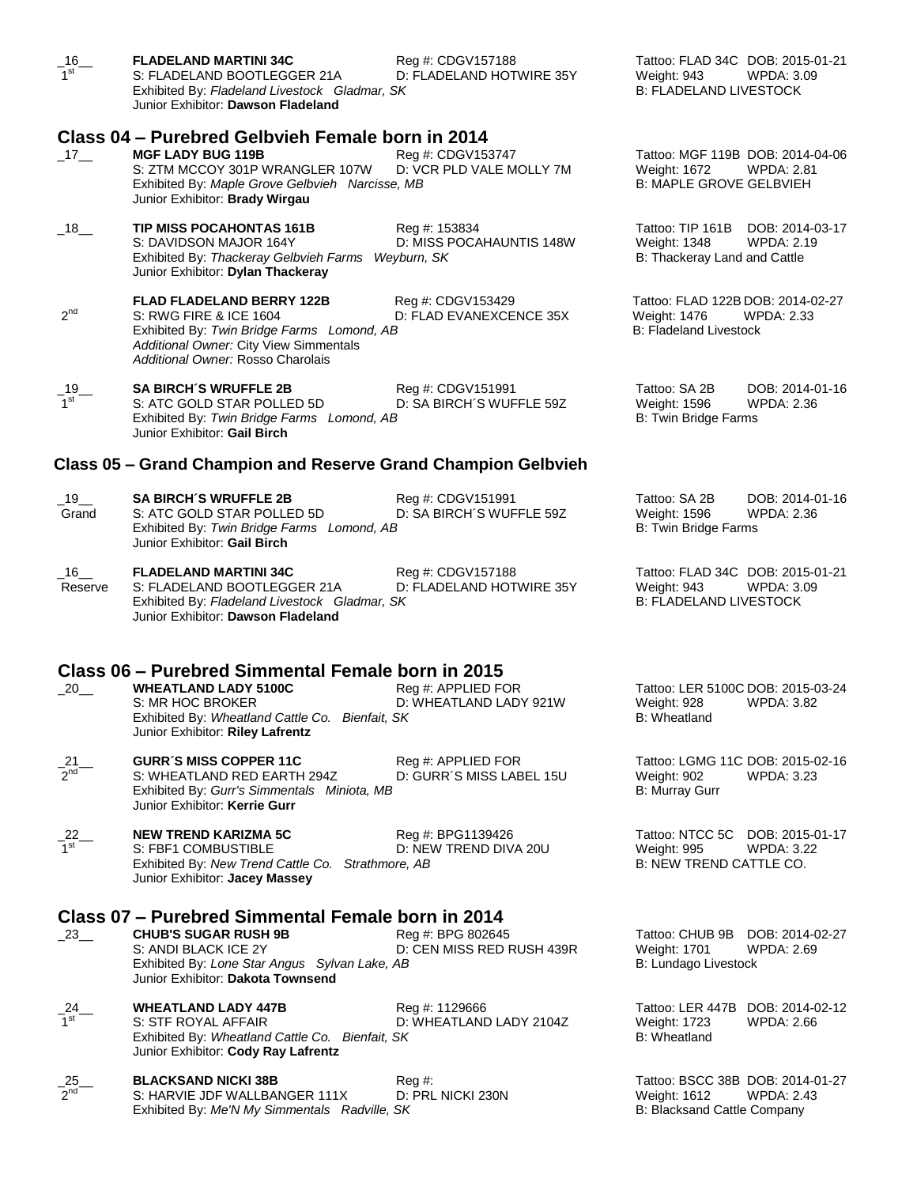_16__ 1st **FLADELAND MARTINI 34C** Reg #: CDGV157188 Tattoo: FLAD 34C DOB: 2015-01-21
S: FLADELAND BOOTLEGGER 21A D: FLADELAND HOTWIRE 35Y Weight: 943 WPDA: 3.09
Exhibited By: *Fladeland Livestock Gladmar, SK* B: FLADELAND LIVESTOCK
Junior Exhibitor: **Dawson Fladeland**

## Class 04 – Purebred Gelbvieh Female born in 2014

_17__ **MGF LADY BUG 119B** Reg #: CDGV153747 Tattoo: MGF 119B DOB: 2014-04-06
S: ZTM MCCOY 301P WRANGLER 107W D: VCR PLD VALE MOLLY 7M Weight: 1672 WPDA: 2.81
Exhibited By: *Maple Grove Gelbvieh Narcisse, MB* B: MAPLE GROVE GELBVIEH
Junior Exhibitor: **Brady Wirgau**

_18__ **TIP MISS POCAHONTAS 161B** Reg #: 153834 Tattoo: TIP 161B DOB: 2014-03-17
S: DAVIDSON MAJOR 164Y D: MISS POCAHAUNTIS 148W Weight: 1348 WPDA: 2.19
Exhibited By: *Thackeray Gelbvieh Farms Weyburn, SK* B: Thackeray Land and Cattle
Junior Exhibitor: **Dylan Thackeray**

2nd **FLAD FLADELAND BERRY 122B** Reg #: CDGV153429 Tattoo: FLAD 122B DOB: 2014-02-27
S: RWG FIRE & ICE 1604 D: FLAD EVANEXCENCE 35X Weight: 1476 WPDA: 2.33
Exhibited By: *Twin Bridge Farms Lomond, AB* B: Fladeland Livestock
*Additional Owner:* City View Simmentals
*Additional Owner:* Rosso Charolais

_19__ 1st **SA BIRCH´S WRUFFLE 2B** Reg #: CDGV151991 Tattoo: SA 2B DOB: 2014-01-16
S: ATC GOLD STAR POLLED 5D D: SA BIRCH´S WUFFLE 59Z Weight: 1596 WPDA: 2.36
Exhibited By: *Twin Bridge Farms Lomond, AB* B: Twin Bridge Farms
Junior Exhibitor: **Gail Birch**

## Class 05 – Grand Champion and Reserve Grand Champion Gelbvieh

_19__ Grand **SA BIRCH´S WRUFFLE 2B** Reg #: CDGV151991 Tattoo: SA 2B DOB: 2014-01-16
S: ATC GOLD STAR POLLED 5D D: SA BIRCH´S WUFFLE 59Z Weight: 1596 WPDA: 2.36
Exhibited By: *Twin Bridge Farms Lomond, AB* B: Twin Bridge Farms
Junior Exhibitor: **Gail Birch**

_16__ Reserve **FLADELAND MARTINI 34C** Reg #: CDGV157188 Tattoo: FLAD 34C DOB: 2015-01-21
S: FLADELAND BOOTLEGGER 21A D: FLADELAND HOTWIRE 35Y Weight: 943 WPDA: 3.09
Exhibited By: *Fladeland Livestock Gladmar, SK* B: FLADELAND LIVESTOCK
Junior Exhibitor: **Dawson Fladeland**

## Class 06 – Purebred Simmental Female born in 2015

_20__ **WHEATLAND LADY 5100C** Reg #: APPLIED FOR Tattoo: LER 5100C DOB: 2015-03-24
S: MR HOC BROKER D: WHEATLAND LADY 921W Weight: 928 WPDA: 3.82
Exhibited By: *Wheatland Cattle Co. Bienfait, SK* B: Wheatland
Junior Exhibitor: **Riley Lafrentz**

_21__ 2nd **GURR´S MISS COPPER 11C** Reg #: APPLIED FOR Tattoo: LGMG 11C DOB: 2015-02-16
S: WHEATLAND RED EARTH 294Z D: GURR´S MISS LABEL 15U Weight: 902 WPDA: 3.23
Exhibited By: *Gurr's Simmentals Miniota, MB* B: Murray Gurr
Junior Exhibitor: **Kerrie Gurr**

_22__ 1st **NEW TREND KARIZMA 5C** Reg #: BPG1139426 Tattoo: NTCC 5C DOB: 2015-01-17
S: FBF1 COMBUSTIBLE D: NEW TREND DIVA 20U Weight: 995 WPDA: 3.22
Exhibited By: *New Trend Cattle Co. Strathmore, AB* B: NEW TREND CATTLE CO.
Junior Exhibitor: **Jacey Massey**

## Class 07 – Purebred Simmental Female born in 2014

_23__ **CHUB'S SUGAR RUSH 9B** Reg #: BPG 802645 Tattoo: CHUB 9B DOB: 2014-02-27
S: ANDI BLACK ICE 2Y D: CEN MISS RED RUSH 439R Weight: 1701 WPDA: 2.69
Exhibited By: *Lone Star Angus Sylvan Lake, AB* B: Lundago Livestock
Junior Exhibitor: **Dakota Townsend**

_24__ 1st **WHEATLAND LADY 447B** Reg #: 1129666 Tattoo: LER 447B DOB: 2014-02-12
S: STF ROYAL AFFAIR D: WHEATLAND LADY 2104Z Weight: 1723 WPDA: 2.66
Exhibited By: *Wheatland Cattle Co. Bienfait, SK* B: Wheatland
Junior Exhibitor: **Cody Ray Lafrentz**

_25__ 2nd **BLACKSAND NICKI 38B** Reg #: Tattoo: BSCC 38B DOB: 2014-01-27
S: HARVIE JDF WALLBANGER 111X D: PRL NICKI 230N Weight: 1612 WPDA: 2.43
Exhibited By: *Me'N My Simmentals Radville, SK* B: Blacksand Cattle Company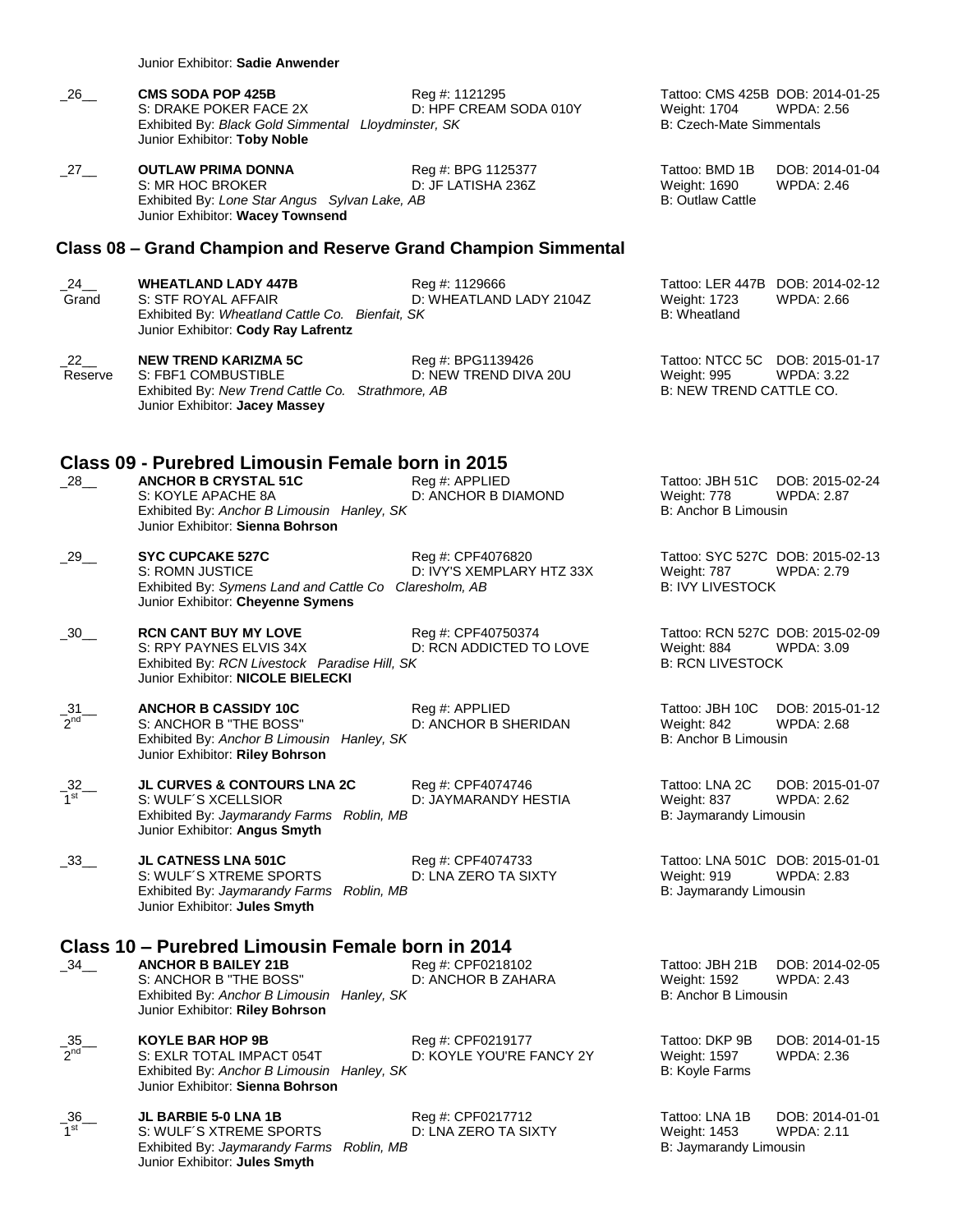Junior Exhibitor: **Sadie Anwender**

_26__ **CMS SODA POP 425B** Reg #: 1121295 Tattoo: CMS 425B DOB: 2014-01-25
S: DRAKE POKER FACE 2X D: HPF CREAM SODA 010Y Weight: 1704 WPDA: 2.56
Exhibited By: *Black Gold Simmental Lloydminster, SK* B: Czech-Mate Simmentals
Junior Exhibitor: **Toby Noble**

_27__ **OUTLAW PRIMA DONNA** Reg #: BPG 1125377 Tattoo: BMD 1B DOB: 2014-01-04
S: MR HOC BROKER D: JF LATISHA 236Z Weight: 1690 WPDA: 2.46
Exhibited By: *Lone Star Angus Sylvan Lake, AB* B: Outlaw Cattle
Junior Exhibitor: **Wacey Townsend**

## Class 08 – Grand Champion and Reserve Grand Champion Simmental

_24__ Grand **WHEATLAND LADY 447B** Reg #: 1129666 Tattoo: LER 447B DOB: 2014-02-12
S: STF ROYAL AFFAIR D: WHEATLAND LADY 2104Z Weight: 1723 WPDA: 2.66
Exhibited By: *Wheatland Cattle Co. Bienfait, SK* B: Wheatland
Junior Exhibitor: **Cody Ray Lafrentz**

_22__ Reserve **NEW TREND KARIZMA 5C** Reg #: BPG1139426 Tattoo: NTCC 5C DOB: 2015-01-17
S: FBF1 COMBUSTIBLE D: NEW TREND DIVA 20U Weight: 995 WPDA: 3.22
Exhibited By: *New Trend Cattle Co. Strathmore, AB* B: NEW TREND CATTLE CO.
Junior Exhibitor: **Jacey Massey**

## Class 09 - Purebred Limousin Female born in 2015

_28__ **ANCHOR B CRYSTAL 51C** Reg #: APPLIED Tattoo: JBH 51C DOB: 2015-02-24
S: KOYLE APACHE 8A D: ANCHOR B DIAMOND Weight: 778 WPDA: 2.87
Exhibited By: *Anchor B Limousin Hanley, SK* B: Anchor B Limousin
Junior Exhibitor: **Sienna Bohrson**

_29__ **SYC CUPCAKE 527C** Reg #: CPF4076820 Tattoo: SYC 527C DOB: 2015-02-13
S: ROMN JUSTICE D: IVY'S XEMPLARY HTZ 33X Weight: 787 WPDA: 2.79
Exhibited By: *Symens Land and Cattle Co Claresholm, AB* B: IVY LIVESTOCK
Junior Exhibitor: **Cheyenne Symens**

_30__ **RCN CANT BUY MY LOVE** Reg #: CPF40750374 Tattoo: RCN 527C DOB: 2015-02-09
S: RPY PAYNES ELVIS 34X D: RCN ADDICTED TO LOVE Weight: 884 WPDA: 3.09
Exhibited By: *RCN Livestock Paradise Hill, SK* B: RCN LIVESTOCK
Junior Exhibitor: **NICOLE BIELECKI**

_31__ 2nd **ANCHOR B CASSIDY 10C** Reg #: APPLIED Tattoo: JBH 10C DOB: 2015-01-12
S: ANCHOR B "THE BOSS" D: ANCHOR B SHERIDAN Weight: 842 WPDA: 2.68
Exhibited By: *Anchor B Limousin Hanley, SK* B: Anchor B Limousin
Junior Exhibitor: **Riley Bohrson**

_32__ 1st **JL CURVES & CONTOURS LNA 2C** Reg #: CPF4074746 Tattoo: LNA 2C DOB: 2015-01-07
S: WULF´S XCELLSIOR D: JAYMARANDY HESTIA Weight: 837 WPDA: 2.62
Exhibited By: *Jaymarandy Farms Roblin, MB* B: Jaymarandy Limousin
Junior Exhibitor: **Angus Smyth**

_33__ **JL CATNESS LNA 501C** Reg #: CPF4074733 Tattoo: LNA 501C DOB: 2015-01-01
S: WULF´S XTREME SPORTS D: LNA ZERO TA SIXTY Weight: 919 WPDA: 2.83
Exhibited By: *Jaymarandy Farms Roblin, MB* B: Jaymarandy Limousin
Junior Exhibitor: **Jules Smyth**

## Class 10 – Purebred Limousin Female born in 2014

_34__ **ANCHOR B BAILEY 21B** Reg #: CPF0218102 Tattoo: JBH 21B DOB: 2014-02-05
S: ANCHOR B "THE BOSS" D: ANCHOR B ZAHARA Weight: 1592 WPDA: 2.43
Exhibited By: *Anchor B Limousin Hanley, SK* B: Anchor B Limousin
Junior Exhibitor: **Riley Bohrson**

_35__ 2nd **KOYLE BAR HOP 9B** Reg #: CPF0219177 Tattoo: DKP 9B DOB: 2014-01-15
S: EXLR TOTAL IMPACT 054T D: KOYLE YOU'RE FANCY 2Y Weight: 1597 WPDA: 2.36
Exhibited By: *Anchor B Limousin Hanley, SK* B: Koyle Farms
Junior Exhibitor: **Sienna Bohrson**

_36__ 1st **JL BARBIE 5-0 LNA 1B** Reg #: CPF0217712 Tattoo: LNA 1B DOB: 2014-01-01
S: WULF´S XTREME SPORTS D: LNA ZERO TA SIXTY Weight: 1453 WPDA: 2.11
Exhibited By: *Jaymarandy Farms Roblin, MB* B: Jaymarandy Limousin
Junior Exhibitor: **Jules Smyth**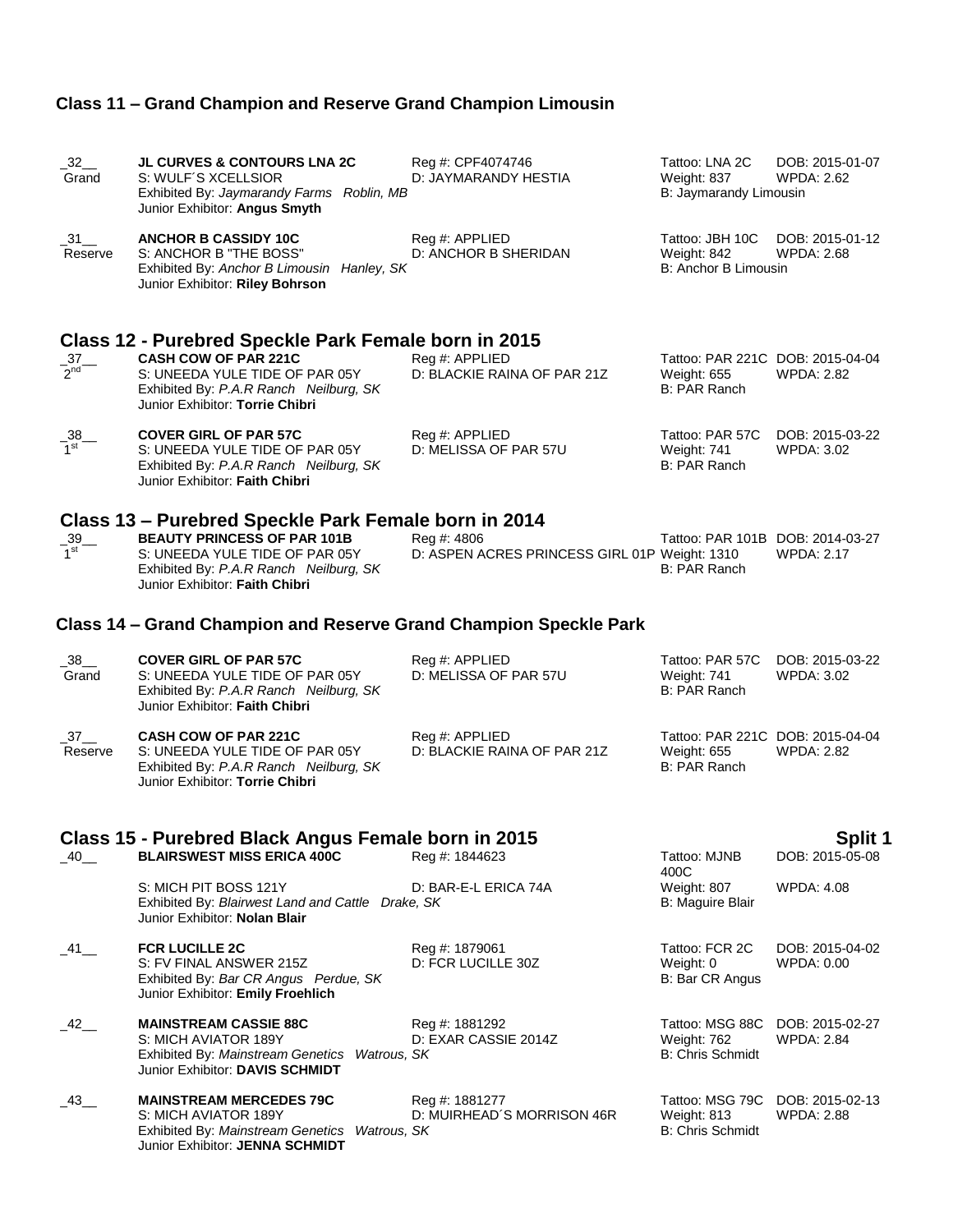### Class 11 – Grand Champion and Reserve Grand Champion Limousin

_32__ Grand
**JL CURVES & CONTOURS LNA 2C** Reg #: CPF4074746 Tattoo: LNA 2C DOB: 2015-01-07
S: WULF´S XCELLSIOR D: JAYMARANDY HESTIA Weight: 837 WPDA: 2.62
Exhibited By: *Jaymarandy Farms Roblin, MB* B: Jaymarandy Limousin
Junior Exhibitor: **Angus Smyth**

_31__ Reserve
**ANCHOR B CASSIDY 10C** Reg #: APPLIED Tattoo: JBH 10C DOB: 2015-01-12
S: ANCHOR B "THE BOSS" D: ANCHOR B SHERIDAN Weight: 842 WPDA: 2.68
Exhibited By: *Anchor B Limousin Hanley, SK* B: Anchor B Limousin
Junior Exhibitor: **Riley Bohrson**

### Class 12 - Purebred Speckle Park Female born in 2015

_37__ 2nd
**CASH COW OF PAR 221C** Reg #: APPLIED Tattoo: PAR 221C DOB: 2015-04-04
S: UNEEDA YULE TIDE OF PAR 05Y D: BLACKIE RAINA OF PAR 21Z Weight: 655 WPDA: 2.82
Exhibited By: *P.A.R Ranch Neilburg, SK* B: PAR Ranch
Junior Exhibitor: **Torrie Chibri**

_38__ 1st
**COVER GIRL OF PAR 57C** Reg #: APPLIED Tattoo: PAR 57C DOB: 2015-03-22
S: UNEEDA YULE TIDE OF PAR 05Y D: MELISSA OF PAR 57U Weight: 741 WPDA: 3.02
Exhibited By: *P.A.R Ranch Neilburg, SK* B: PAR Ranch
Junior Exhibitor: **Faith Chibri**

### Class 13 – Purebred Speckle Park Female born in 2014

_39__ 1st
**BEAUTY PRINCESS OF PAR 101B** Reg #: 4806 Tattoo: PAR 101B DOB: 2014-03-27
S: UNEEDA YULE TIDE OF PAR 05Y D: ASPEN ACRES PRINCESS GIRL 01P Weight: 1310 WPDA: 2.17
Exhibited By: *P.A.R Ranch Neilburg, SK* B: PAR Ranch
Junior Exhibitor: **Faith Chibri**

### Class 14 – Grand Champion and Reserve Grand Champion Speckle Park

_38__ Grand
**COVER GIRL OF PAR 57C** Reg #: APPLIED Tattoo: PAR 57C DOB: 2015-03-22
S: UNEEDA YULE TIDE OF PAR 05Y D: MELISSA OF PAR 57U Weight: 741 WPDA: 3.02
Exhibited By: *P.A.R Ranch Neilburg, SK* B: PAR Ranch
Junior Exhibitor: **Faith Chibri**

_37__ Reserve
**CASH COW OF PAR 221C** Reg #: APPLIED Tattoo: PAR 221C DOB: 2015-04-04
S: UNEEDA YULE TIDE OF PAR 05Y D: BLACKIE RAINA OF PAR 21Z Weight: 655 WPDA: 2.82
Exhibited By: *P.A.R Ranch Neilburg, SK* B: PAR Ranch
Junior Exhibitor: **Torrie Chibri**

### Class 15 - Purebred Black Angus Female born in 2015 — Split 1

_40__
**BLAIRSWEST MISS ERICA 400C** Reg #: 1844623 Tattoo: MJNB 400C DOB: 2015-05-08
S: MICH PIT BOSS 121Y D: BAR-E-L ERICA 74A Weight: 807 WPDA: 4.08
Exhibited By: *Blairwest Land and Cattle Drake, SK* B: Maguire Blair
Junior Exhibitor: **Nolan Blair**

_41__
**FCR LUCILLE 2C** Reg #: 1879061 Tattoo: FCR 2C DOB: 2015-04-02
S: FV FINAL ANSWER 215Z D: FCR LUCILLE 30Z Weight: 0 WPDA: 0.00
Exhibited By: *Bar CR Angus Perdue, SK* B: Bar CR Angus
Junior Exhibitor: **Emily Froehlich**

_42__
**MAINSTREAM CASSIE 88C** Reg #: 1881292 Tattoo: MSG 88C DOB: 2015-02-27
S: MICH AVIATOR 189Y D: EXAR CASSIE 2014Z Weight: 762 WPDA: 2.84
Exhibited By: *Mainstream Genetics Watrous, SK* B: Chris Schmidt
Junior Exhibitor: **DAVIS SCHMIDT**

_43__
**MAINSTREAM MERCEDES 79C** Reg #: 1881277 Tattoo: MSG 79C DOB: 2015-02-13
S: MICH AVIATOR 189Y D: MUIRHEAD´S MORRISON 46R Weight: 813 WPDA: 2.88
Exhibited By: *Mainstream Genetics Watrous, SK* B: Chris Schmidt
Junior Exhibitor: **JENNA SCHMIDT**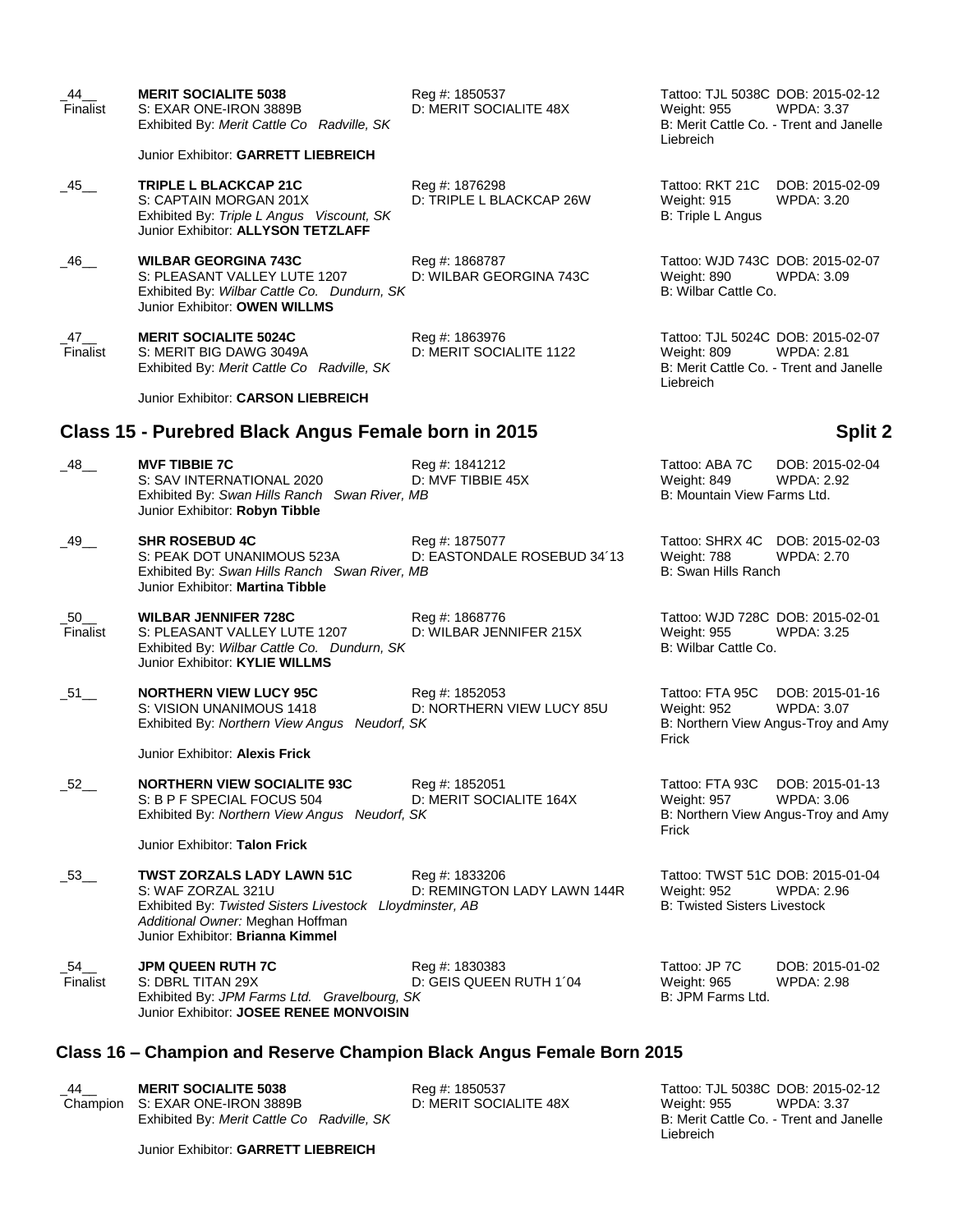_44__ Finalist

**MERIT SOCIALITE 5038**
S: EXAR ONE-IRON 3889B
Exhibited By: *Merit Cattle Co Radville, SK*

Junior Exhibitor: **GARRETT LIEBREICH**

Reg #: 1850537
D: MERIT SOCIALITE 48X

Tattoo: TJL 5038C DOB: 2015-02-12
Weight: 955 WPDA: 3.37
B: Merit Cattle Co. - Trent and Janelle Liebreich

_45__

**TRIPLE L BLACKCAP 21C**
S: CAPTAIN MORGAN 201X
Exhibited By: *Triple L Angus Viscount, SK*
Junior Exhibitor: **ALLYSON TETZLAFF**

Reg #: 1876298
D: TRIPLE L BLACKCAP 26W

Tattoo: RKT 21C DOB: 2015-02-09
Weight: 915 WPDA: 3.20
B: Triple L Angus

_46__

**WILBAR GEORGINA 743C**
S: PLEASANT VALLEY LUTE 1207
Exhibited By: *Wilbar Cattle Co. Dundurn, SK*
Junior Exhibitor: **OWEN WILLMS**

Reg #: 1868787
D: WILBAR GEORGINA 743C

Tattoo: WJD 743C DOB: 2015-02-07
Weight: 890 WPDA: 3.09
B: Wilbar Cattle Co.

_47__ Finalist

**MERIT SOCIALITE 5024C**
S: MERIT BIG DAWG 3049A
Exhibited By: *Merit Cattle Co Radville, SK*

Junior Exhibitor: **CARSON LIEBREICH**

Reg #: 1863976
D: MERIT SOCIALITE 1122

Tattoo: TJL 5024C DOB: 2015-02-07
Weight: 809 WPDA: 2.81
B: Merit Cattle Co. - Trent and Janelle Liebreich

## Class 15 - Purebred Black Angus Female born in 2015 — Split 2

_48__

**MVF TIBBIE 7C**
S: SAV INTERNATIONAL 2020
Exhibited By: *Swan Hills Ranch Swan River, MB*
Junior Exhibitor: **Robyn Tibble**

Reg #: 1841212
D: MVF TIBBIE 45X

Tattoo: ABA 7C DOB: 2015-02-04
Weight: 849 WPDA: 2.92
B: Mountain View Farms Ltd.

_49__

**SHR ROSEBUD 4C**
S: PEAK DOT UNANIMOUS 523A
Exhibited By: *Swan Hills Ranch Swan River, MB*
Junior Exhibitor: **Martina Tibble**

Reg #: 1875077
D: EASTONDALE ROSEBUD 34´13

Tattoo: SHRX 4C DOB: 2015-02-03
Weight: 788 WPDA: 2.70
B: Swan Hills Ranch

_50__ Finalist

**WILBAR JENNIFER 728C**
S: PLEASANT VALLEY LUTE 1207
Exhibited By: *Wilbar Cattle Co. Dundurn, SK*
Junior Exhibitor: **KYLIE WILLMS**

Reg #: 1868776
D: WILBAR JENNIFER 215X

Tattoo: WJD 728C DOB: 2015-02-01
Weight: 955 WPDA: 3.25
B: Wilbar Cattle Co.

_51__

**NORTHERN VIEW LUCY 95C**
S: VISION UNANIMOUS 1418
Exhibited By: *Northern View Angus Neudorf, SK*

Junior Exhibitor: **Alexis Frick**

Reg #: 1852053
D: NORTHERN VIEW LUCY 85U

Tattoo: FTA 95C DOB: 2015-01-16
Weight: 952 WPDA: 3.07
B: Northern View Angus-Troy and Amy Frick

_52__

**NORTHERN VIEW SOCIALITE 93C**
S: B P F SPECIAL FOCUS 504
Exhibited By: *Northern View Angus Neudorf, SK*

Junior Exhibitor: **Talon Frick**

Reg #: 1852051
D: MERIT SOCIALITE 164X

Tattoo: FTA 93C DOB: 2015-01-13
Weight: 957 WPDA: 3.06
B: Northern View Angus-Troy and Amy Frick

_53__

**TWST ZORZALS LADY LAWN 51C**
S: WAF ZORZAL 321U
Exhibited By: *Twisted Sisters Livestock Lloydminster, AB*
*Additional Owner:* Meghan Hoffman
Junior Exhibitor: **Brianna Kimmel**

Reg #: 1833206
D: REMINGTON LADY LAWN 144R

Tattoo: TWST 51C DOB: 2015-01-04
Weight: 952 WPDA: 2.96
B: Twisted Sisters Livestock

_54__ Finalist

**JPM QUEEN RUTH 7C**
S: DBRL TITAN 29X
Exhibited By: *JPM Farms Ltd. Gravelbourg, SK*
Junior Exhibitor: **JOSEE RENEE MONVOISIN**

Reg #: 1830383
D: GEIS QUEEN RUTH 1´04

Tattoo: JP 7C DOB: 2015-01-02
Weight: 965 WPDA: 2.98
B: JPM Farms Ltd.

## Class 16 – Champion and Reserve Champion Black Angus Female Born 2015

_44__ Champion

**MERIT SOCIALITE 5038**
S: EXAR ONE-IRON 3889B
Exhibited By: *Merit Cattle Co Radville, SK*

Junior Exhibitor: **GARRETT LIEBREICH**

Reg #: 1850537
D: MERIT SOCIALITE 48X

Tattoo: TJL 5038C DOB: 2015-02-12
Weight: 955 WPDA: 3.37
B: Merit Cattle Co. - Trent and Janelle Liebreich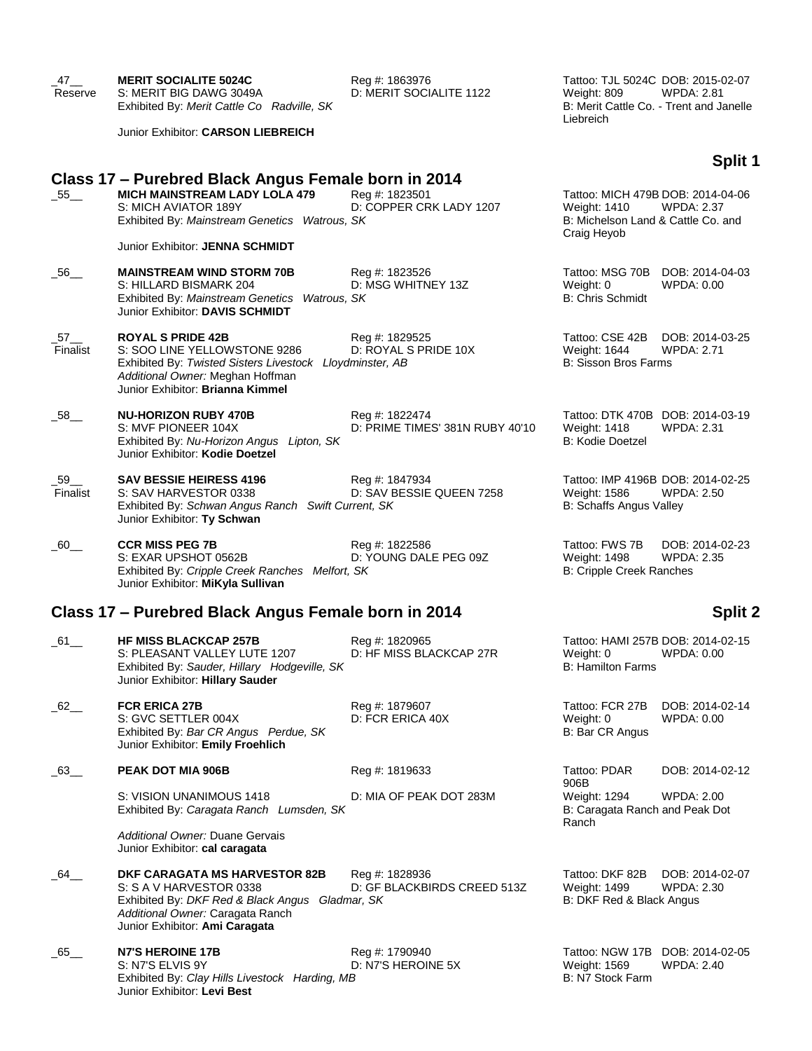_47__ Reserve **MERIT SOCIALITE 5024C** Reg #: 1863976 Tattoo: TJL 5024C DOB: 2015-02-07
S: MERIT BIG DAWG 3049A D: MERIT SOCIALITE 1122 Weight: 809 WPDA: 2.81
Exhibited By: *Merit Cattle Co Radville, SK* B: Merit Cattle Co. - Trent and Janelle Liebreich
Junior Exhibitor: **CARSON LIEBREICH**

**Split 1**

## Class 17 – Purebred Black Angus Female born in 2014

_55__ **MICH MAINSTREAM LADY LOLA 479** Reg #: 1823501 Tattoo: MICH 479B DOB: 2014-04-06
S: MICH AVIATOR 189Y D: COPPER CRK LADY 1207 Weight: 1410 WPDA: 2.37
Exhibited By: *Mainstream Genetics Watrous, SK* B: Michelson Land & Cattle Co. and Craig Heyob
Junior Exhibitor: **JENNA SCHMIDT**

_56__ **MAINSTREAM WIND STORM 70B** Reg #: 1823526 Tattoo: MSG 70B DOB: 2014-04-03
S: HILLARD BISMARK 204 D: MSG WHITNEY 13Z Weight: 0 WPDA: 0.00
Exhibited By: *Mainstream Genetics Watrous, SK* B: Chris Schmidt
Junior Exhibitor: **DAVIS SCHMIDT**

_57__ Finalist **ROYAL S PRIDE 42B** Reg #: 1829525 Tattoo: CSE 42B DOB: 2014-03-25
S: SOO LINE YELLOWSTONE 9286 D: ROYAL S PRIDE 10X Weight: 1644 WPDA: 2.71
Exhibited By: *Twisted Sisters Livestock Lloydminster, AB* B: Sisson Bros Farms
*Additional Owner:* Meghan Hoffman
Junior Exhibitor: **Brianna Kimmel**

_58__ **NU-HORIZON RUBY 470B** Reg #: 1822474 Tattoo: DTK 470B DOB: 2014-03-19
S: MVF PIONEER 104X D: PRIME TIMES' 381N RUBY 40'10 Weight: 1418 WPDA: 2.31
Exhibited By: *Nu-Horizon Angus Lipton, SK* B: Kodie Doetzel
Junior Exhibitor: **Kodie Doetzel**

_59__ Finalist **SAV BESSIE HEIRESS 4196** Reg #: 1847934 Tattoo: IMP 4196B DOB: 2014-02-25
S: SAV HARVESTOR 0338 D: SAV BESSIE QUEEN 7258 Weight: 1586 WPDA: 2.50
Exhibited By: *Schwan Angus Ranch Swift Current, SK* B: Schaffs Angus Valley
Junior Exhibitor: **Ty Schwan**

_60__ **CCR MISS PEG 7B** Reg #: 1822586 Tattoo: FWS 7B DOB: 2014-02-23
S: EXAR UPSHOT 0562B D: YOUNG DALE PEG 09Z Weight: 1498 WPDA: 2.35
Exhibited By: *Cripple Creek Ranches Melfort, SK* B: Cripple Creek Ranches
Junior Exhibitor: **MiKyla Sullivan**

## Class 17 – Purebred Black Angus Female born in 2014

**Split 2**

_61__ **HF MISS BLACKCAP 257B** Reg #: 1820965 Tattoo: HAMI 257B DOB: 2014-02-15
S: PLEASANT VALLEY LUTE 1207 D: HF MISS BLACKCAP 27R Weight: 0 WPDA: 0.00
Exhibited By: *Sauder, Hillary Hodgeville, SK* B: Hamilton Farms
Junior Exhibitor: **Hillary Sauder**

_62__ **FCR ERICA 27B** Reg #: 1879607 Tattoo: FCR 27B DOB: 2014-02-14
S: GVC SETTLER 004X D: FCR ERICA 40X Weight: 0 WPDA: 0.00
Exhibited By: *Bar CR Angus Perdue, SK* B: Bar CR Angus
Junior Exhibitor: **Emily Froehlich**

_63__ **PEAK DOT MIA 906B** Reg #: 1819633 Tattoo: PDAR 906B DOB: 2014-02-12
S: VISION UNANIMOUS 1418 D: MIA OF PEAK DOT 283M Weight: 1294 WPDA: 2.00
Exhibited By: *Caragata Ranch Lumsden, SK* B: Caragata Ranch and Peak Dot Ranch
*Additional Owner:* Duane Gervais
Junior Exhibitor: **cal caragata**

_64__ **DKF CARAGATA MS HARVESTOR 82B** Reg #: 1828936 Tattoo: DKF 82B DOB: 2014-02-07
S: S A V HARVESTOR 0338 D: GF BLACKBIRDS CREED 513Z Weight: 1499 WPDA: 2.30
Exhibited By: *DKF Red & Black Angus Gladmar, SK* B: DKF Red & Black Angus
*Additional Owner:* Caragata Ranch
Junior Exhibitor: **Ami Caragata**

_65__ **N7'S HEROINE 17B** Reg #: 1790940 Tattoo: NGW 17B DOB: 2014-02-05
S: N7'S ELVIS 9Y D: N7'S HEROINE 5X Weight: 1569 WPDA: 2.40
Exhibited By: *Clay Hills Livestock Harding, MB* B: N7 Stock Farm
Junior Exhibitor: **Levi Best**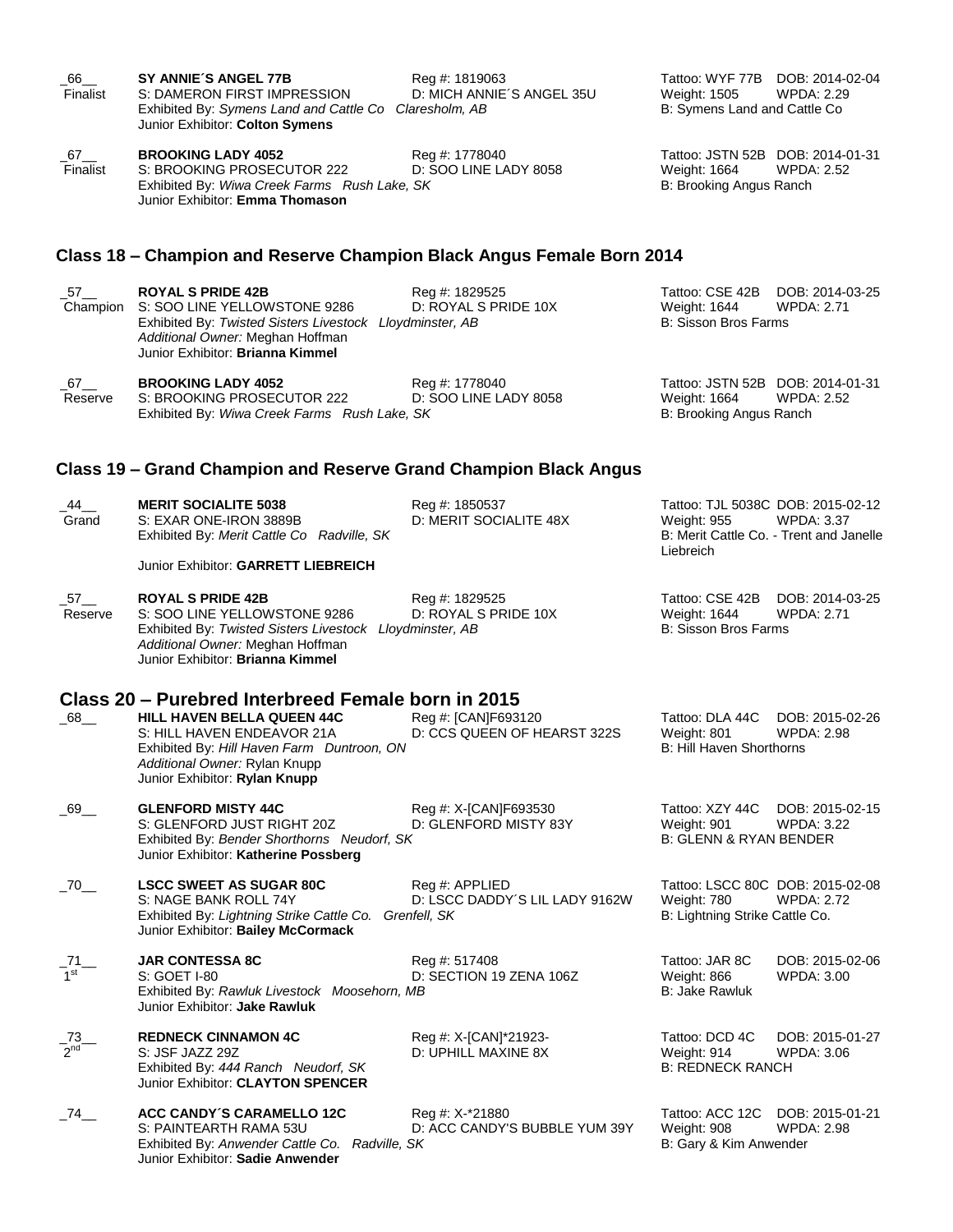_66__ Finalist | **SY ANNIE´S ANGEL 77B** | Reg #: 1819063 | Tattoo: WYF 77B DOB: 2014-02-04
S: DAMERON FIRST IMPRESSION | D: MICH ANNIE´S ANGEL 35U | Weight: 1505 WPDA: 2.29
Exhibited By: *Symens Land and Cattle Co Claresholm, AB* | B: Symens Land and Cattle Co
Junior Exhibitor: **Colton Symens**

_67__ Finalist | **BROOKING LADY 4052** | Reg #: 1778040 | Tattoo: JSTN 52B DOB: 2014-01-31
S: BROOKING PROSECUTOR 222 | D: SOO LINE LADY 8058 | Weight: 1664 WPDA: 2.52
Exhibited By: *Wiwa Creek Farms Rush Lake, SK* | B: Brooking Angus Ranch
Junior Exhibitor: **Emma Thomason**

## Class 18 – Champion and Reserve Champion Black Angus Female Born 2014

_57__ Champion | **ROYAL S PRIDE 42B** | Reg #: 1829525 | Tattoo: CSE 42B DOB: 2014-03-25
S: SOO LINE YELLOWSTONE 9286 | D: ROYAL S PRIDE 10X | Weight: 1644 WPDA: 2.71
Exhibited By: *Twisted Sisters Livestock Lloydminster, AB* | B: Sisson Bros Farms
*Additional Owner:* Meghan Hoffman
Junior Exhibitor: **Brianna Kimmel**

_67__ Reserve | **BROOKING LADY 4052** | Reg #: 1778040 | Tattoo: JSTN 52B DOB: 2014-01-31
S: BROOKING PROSECUTOR 222 | D: SOO LINE LADY 8058 | Weight: 1664 WPDA: 2.52
Exhibited By: *Wiwa Creek Farms Rush Lake, SK* | B: Brooking Angus Ranch

## Class 19 – Grand Champion and Reserve Grand Champion Black Angus

_44__ Grand | **MERIT SOCIALITE 5038** | Reg #: 1850537 | Tattoo: TJL 5038C DOB: 2015-02-12
S: EXAR ONE-IRON 3889B | D: MERIT SOCIALITE 48X | Weight: 955 WPDA: 3.37
Exhibited By: *Merit Cattle Co Radville, SK* | B: Merit Cattle Co. - Trent and Janelle Liebreich
Junior Exhibitor: **GARRETT LIEBREICH**

_57__ Reserve | **ROYAL S PRIDE 42B** | Reg #: 1829525 | Tattoo: CSE 42B DOB: 2014-03-25
S: SOO LINE YELLOWSTONE 9286 | D: ROYAL S PRIDE 10X | Weight: 1644 WPDA: 2.71
Exhibited By: *Twisted Sisters Livestock Lloydminster, AB* | B: Sisson Bros Farms
*Additional Owner:* Meghan Hoffman
Junior Exhibitor: **Brianna Kimmel**

## Class 20 – Purebred Interbreed Female born in 2015

_68__ | **HILL HAVEN BELLA QUEEN 44C** | Reg #: [CAN]F693120 | Tattoo: DLA 44C DOB: 2015-02-26
S: HILL HAVEN ENDEAVOR 21A | D: CCS QUEEN OF HEARST 322S | Weight: 801 WPDA: 2.98
Exhibited By: *Hill Haven Farm Duntroon, ON* | B: Hill Haven Shorthorns
*Additional Owner:* Rylan Knupp
Junior Exhibitor: **Rylan Knupp**

_69__ | **GLENFORD MISTY 44C** | Reg #: X-[CAN]F693530 | Tattoo: XZY 44C DOB: 2015-02-15
S: GLENFORD JUST RIGHT 20Z | D: GLENFORD MISTY 83Y | Weight: 901 WPDA: 3.22
Exhibited By: *Bender Shorthorns Neudorf, SK* | B: GLENN & RYAN BENDER
Junior Exhibitor: **Katherine Possberg**

_70__ | **LSCC SWEET AS SUGAR 80C** | Reg #: APPLIED | Tattoo: LSCC 80C DOB: 2015-02-08
S: NAGE BANK ROLL 74Y | D: LSCC DADDY´S LIL LADY 9162W | Weight: 780 WPDA: 2.72
Exhibited By: *Lightning Strike Cattle Co. Grenfell, SK* | B: Lightning Strike Cattle Co.
Junior Exhibitor: **Bailey McCormack**

_71__ 1st | **JAR CONTESSA 8C** | Reg #: 517408 | Tattoo: JAR 8C DOB: 2015-02-06
S: GOET I-80 | D: SECTION 19 ZENA 106Z | Weight: 866 WPDA: 3.00
Exhibited By: *Rawluk Livestock Moosehorn, MB* | B: Jake Rawluk
Junior Exhibitor: **Jake Rawluk**

_73__ 2nd | **REDNECK CINNAMON 4C** | Reg #: X-[CAN]*21923- | Tattoo: DCD 4C DOB: 2015-01-27
S: JSF JAZZ 29Z | D: UPHILL MAXINE 8X | Weight: 914 WPDA: 3.06
Exhibited By: *444 Ranch Neudorf, SK* | B: REDNECK RANCH
Junior Exhibitor: **CLAYTON SPENCER**

_74__ | **ACC CANDY´S CARAMELLO 12C** | Reg #: X-*21880 | Tattoo: ACC 12C DOB: 2015-01-21
S: PAINTEARTH RAMA 53U | D: ACC CANDY'S BUBBLE YUM 39Y | Weight: 908 WPDA: 2.98
Exhibited By: *Anwender Cattle Co. Radville, SK* | B: Gary & Kim Anwender
Junior Exhibitor: **Sadie Anwender**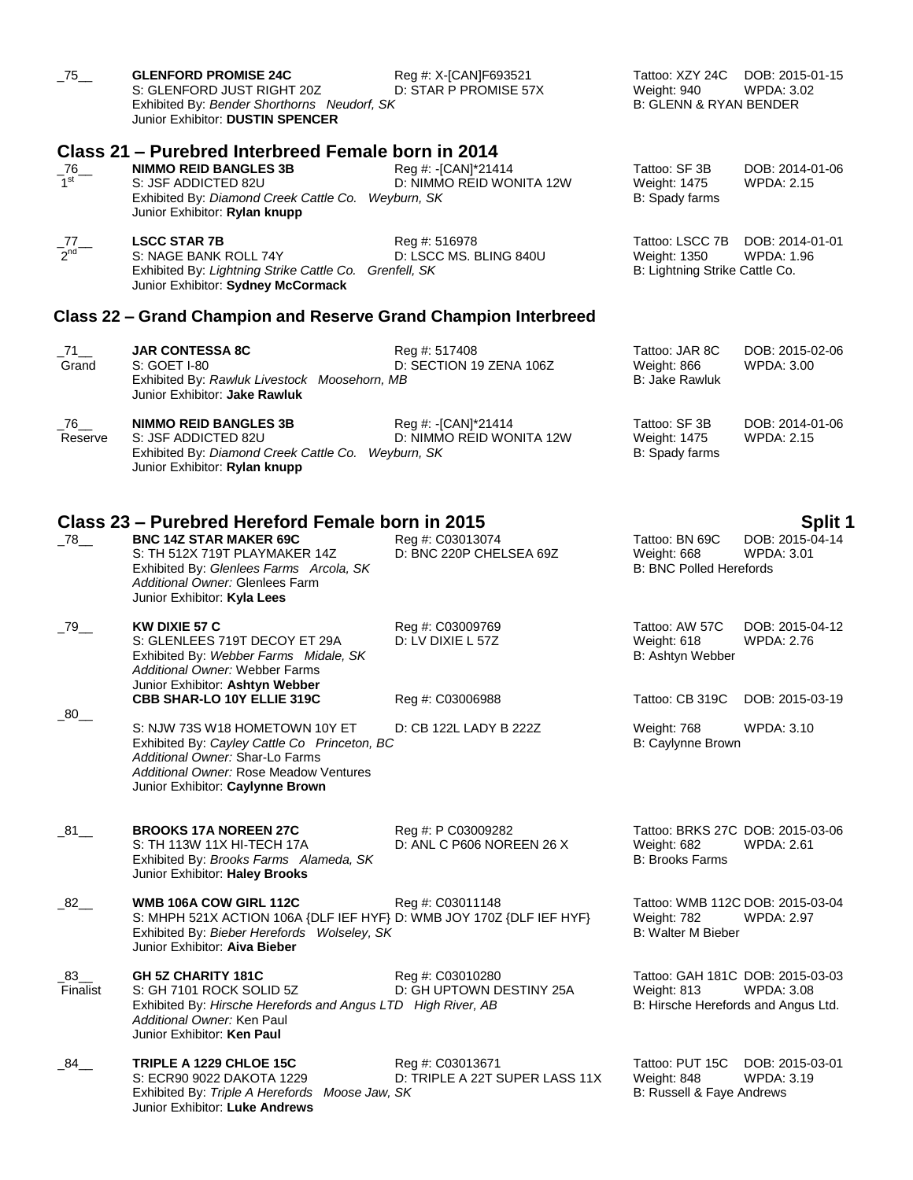_75__ **GLENFORD PROMISE 24C** Reg #: X-[CAN]F693521 Tattoo: XZY 24C DOB: 2015-01-15
S: GLENFORD JUST RIGHT 20Z D: STAR P PROMISE 57X Weight: 940 WPDA: 3.02
Exhibited By: *Bender Shorthorns Neudorf, SK* B: GLENN & RYAN BENDER
Junior Exhibitor: **DUSTIN SPENCER**

## Class 21 – Purebred Interbreed Female born in 2014

_76__ 1st **NIMMO REID BANGLES 3B** Reg #: -[CAN]*21414 Tattoo: SF 3B DOB: 2014-01-06
S: JSF ADDICTED 82U D: NIMMO REID WONITA 12W Weight: 1475 WPDA: 2.15
Exhibited By: *Diamond Creek Cattle Co. Weyburn, SK* B: Spady farms
Junior Exhibitor: **Rylan knupp**

_77__ 2nd **LSCC STAR 7B** Reg #: 516978 Tattoo: LSCC 7B DOB: 2014-01-01
S: NAGE BANK ROLL 74Y D: LSCC MS. BLING 840U Weight: 1350 WPDA: 1.96
Exhibited By: *Lightning Strike Cattle Co. Grenfell, SK* B: Lightning Strike Cattle Co.
Junior Exhibitor: **Sydney McCormack**

## Class 22 – Grand Champion and Reserve Grand Champion Interbreed

_71__ Grand **JAR CONTESSA 8C** Reg #: 517408 Tattoo: JAR 8C DOB: 2015-02-06
S: GOET I-80 D: SECTION 19 ZENA 106Z Weight: 866 WPDA: 3.00
Exhibited By: *Rawluk Livestock Moosehorn, MB* B: Jake Rawluk
Junior Exhibitor: **Jake Rawluk**

_76__ Reserve **NIMMO REID BANGLES 3B** Reg #: -[CAN]*21414 Tattoo: SF 3B DOB: 2014-01-06
S: JSF ADDICTED 82U D: NIMMO REID WONITA 12W Weight: 1475 WPDA: 2.15
Exhibited By: *Diamond Creek Cattle Co. Weyburn, SK* B: Spady farms
Junior Exhibitor: **Rylan knupp**

## Class 23 – Purebred Hereford Female born in 2015 — Split 1

_78__ **BNC 14Z STAR MAKER 69C** Reg #: C03013074 Tattoo: BN 69C DOB: 2015-04-14
S: TH 512X 719T PLAYMAKER 14Z D: BNC 220P CHELSEA 69Z Weight: 668 WPDA: 3.01
Exhibited By: *Glenlees Farms Arcola, SK* B: BNC Polled Herefords
*Additional Owner:* Glenlees Farm
Junior Exhibitor: **Kyla Lees**

_79__ **KW DIXIE 57 C** Reg #: C03009769 Tattoo: AW 57C DOB: 2015-04-12
S: GLENLEES 719T DECOY ET 29A D: LV DIXIE L 57Z Weight: 618 WPDA: 2.76
Exhibited By: *Webber Farms Midale, SK* B: Ashtyn Webber
*Additional Owner:* Webber Farms
Junior Exhibitor: **Ashtyn Webber**

_80__ **CBB SHAR-LO 10Y ELLIE 319C** Reg #: C03006988 Tattoo: CB 319C DOB: 2015-03-19
S: NJW 73S W18 HOMETOWN 10Y ET D: CB 122L LADY B 222Z Weight: 768 WPDA: 3.10
Exhibited By: *Cayley Cattle Co Princeton, BC* B: Caylynne Brown
*Additional Owner:* Shar-Lo Farms
*Additional Owner:* Rose Meadow Ventures
Junior Exhibitor: **Caylynne Brown**

_81__ **BROOKS 17A NOREEN 27C** Reg #: P C03009282 Tattoo: BRKS 27C DOB: 2015-03-06
S: TH 113W 11X HI-TECH 17A D: ANL C P606 NOREEN 26 X Weight: 682 WPDA: 2.61
Exhibited By: *Brooks Farms Alameda, SK* B: Brooks Farms
Junior Exhibitor: **Haley Brooks**

_82__ **WMB 106A COW GIRL 112C** Reg #: C03011148 Tattoo: WMB 112C DOB: 2015-03-04
S: MHPH 521X ACTION 106A {DLF IEF HYF} D: WMB JOY 170Z {DLF IEF HYF} Weight: 782 WPDA: 2.97
Exhibited By: *Bieber Herefords Wolseley, SK* B: Walter M Bieber
Junior Exhibitor: **Aiva Bieber**

_83__ Finalist **GH 5Z CHARITY 181C** Reg #: C03010280 Tattoo: GAH 181C DOB: 2015-03-03
S: GH 7101 ROCK SOLID 5Z D: GH UPTOWN DESTINY 25A Weight: 813 WPDA: 3.08
Exhibited By: *Hirsche Herefords and Angus LTD High River, AB* B: Hirsche Herefords and Angus Ltd.
*Additional Owner:* Ken Paul
Junior Exhibitor: **Ken Paul**

_84__ **TRIPLE A 1229 CHLOE 15C** Reg #: C03013671 Tattoo: PUT 15C DOB: 2015-03-01
S: ECR90 9022 DAKOTA 1229 D: TRIPLE A 22T SUPER LASS 11X Weight: 848 WPDA: 3.19
Exhibited By: *Triple A Herefords Moose Jaw, SK* B: Russell & Faye Andrews
Junior Exhibitor: **Luke Andrews**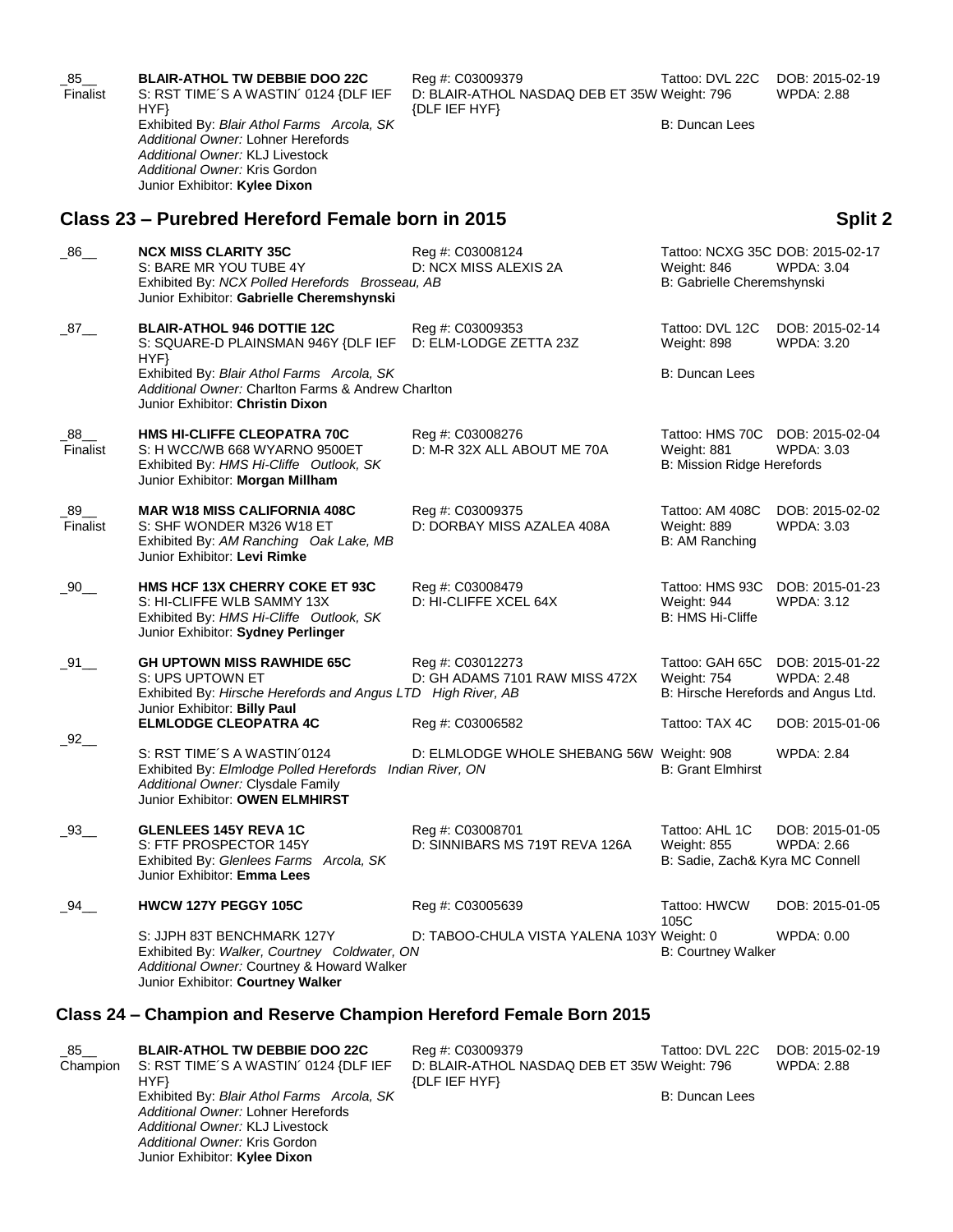_85__ Finalist

**BLAIR-ATHOL TW DEBBIE DOO 22C**
S: RST TIME´S A WASTIN´ 0124 {DLF IEF HYF}
Reg #: C03009379
D: BLAIR-ATHOL NASDAQ DEB ET 35W {DLF IEF HYF}
Tattoo: DVL 22C
Weight: 796
DOB: 2015-02-19
WPDA: 2.88
Exhibited By: *Blair Athol Farms Arcola, SK*
B: Duncan Lees
*Additional Owner:* Lohner Herefords
*Additional Owner:* KLJ Livestock
*Additional Owner:* Kris Gordon
Junior Exhibitor: **Kylee Dixon**

## Class 23 – Purebred Hereford Female born in 2015

**Split 2**

_86__

**NCX MISS CLARITY 35C**
S: BARE MR YOU TUBE 4Y
Reg #: C03008124
D: NCX MISS ALEXIS 2A
Tattoo: NCXG 35C
Weight: 846
DOB: 2015-02-17
WPDA: 3.04
Exhibited By: *NCX Polled Herefords Brosseau, AB*
B: Gabrielle Cheremshynski
Junior Exhibitor: **Gabrielle Cheremshynski**

_87__

**BLAIR-ATHOL 946 DOTTIE 12C**
S: SQUARE-D PLAINSMAN 946Y {DLF IEF HYF}
Reg #: C03009353
D: ELM-LODGE ZETTA 23Z
Tattoo: DVL 12C
Weight: 898
DOB: 2015-02-14
WPDA: 3.20
Exhibited By: *Blair Athol Farms Arcola, SK*
B: Duncan Lees
*Additional Owner:* Charlton Farms & Andrew Charlton
Junior Exhibitor: **Christin Dixon**

_88__ Finalist

**HMS HI-CLIFFE CLEOPATRA 70C**
S: H WCC/WB 668 WYARNO 9500ET
Reg #: C03008276
D: M-R 32X ALL ABOUT ME 70A
Tattoo: HMS 70C
Weight: 881
DOB: 2015-02-04
WPDA: 3.03
Exhibited By: *HMS Hi-Cliffe Outlook, SK*
B: Mission Ridge Herefords
Junior Exhibitor: **Morgan Millham**

_89__ Finalist

**MAR W18 MISS CALIFORNIA 408C**
S: SHF WONDER M326 W18 ET
Reg #: C03009375
D: DORBAY MISS AZALEA 408A
Tattoo: AM 408C
Weight: 889
DOB: 2015-02-02
WPDA: 3.03
Exhibited By: *AM Ranching Oak Lake, MB*
B: AM Ranching
Junior Exhibitor: **Levi Rimke**

_90__

**HMS HCF 13X CHERRY COKE ET 93C**
S: HI-CLIFFE WLB SAMMY 13X
Reg #: C03008479
D: HI-CLIFFE XCEL 64X
Tattoo: HMS 93C
Weight: 944
DOB: 2015-01-23
WPDA: 3.12
Exhibited By: *HMS Hi-Cliffe Outlook, SK*
B: HMS Hi-Cliffe
Junior Exhibitor: **Sydney Perlinger**

_91__

**GH UPTOWN MISS RAWHIDE 65C**
S: UPS UPTOWN ET
Reg #: C03012273
D: GH ADAMS 7101 RAW MISS 472X
Tattoo: GAH 65C
Weight: 754
DOB: 2015-01-22
WPDA: 2.48
Exhibited By: *Hirsche Herefords and Angus LTD High River, AB*
B: Hirsche Herefords and Angus Ltd.
Junior Exhibitor: **Billy Paul**

_92__

**ELMLODGE CLEOPATRA 4C**
S: RST TIME´S A WASTIN´0124
Reg #: C03006582
D: ELMLODGE WHOLE SHEBANG 56W
Tattoo: TAX 4C
Weight: 908
DOB: 2015-01-06
WPDA: 2.84
Exhibited By: *Elmlodge Polled Herefords Indian River, ON*
B: Grant Elmhirst
*Additional Owner:* Clysdale Family
Junior Exhibitor: **OWEN ELMHIRST**

_93__

**GLENLEES 145Y REVA 1C**
S: FTF PROSPECTOR 145Y
Reg #: C03008701
D: SINNIBARS MS 719T REVA 126A
Tattoo: AHL 1C
Weight: 855
DOB: 2015-01-05
WPDA: 2.66
Exhibited By: *Glenlees Farms Arcola, SK*
B: Sadie, Zach& Kyra MC Connell
Junior Exhibitor: **Emma Lees**

_94__

**HWCW 127Y PEGGY 105C**
S: JJPH 83T BENCHMARK 127Y
Reg #: C03005639
D: TABOO-CHULA VISTA YALENA 103Y
Tattoo: HWCW 105C
Weight: 0
DOB: 2015-01-05
WPDA: 0.00
Exhibited By: *Walker, Courtney Coldwater, ON*
B: Courtney Walker
*Additional Owner:* Courtney & Howard Walker
Junior Exhibitor: **Courtney Walker**

## Class 24 – Champion and Reserve Champion Hereford Female Born 2015

_85__ Champion

**BLAIR-ATHOL TW DEBBIE DOO 22C**
S: RST TIME´S A WASTIN´ 0124 {DLF IEF HYF}
Reg #: C03009379
D: BLAIR-ATHOL NASDAQ DEB ET 35W {DLF IEF HYF}
Tattoo: DVL 22C
Weight: 796
DOB: 2015-02-19
WPDA: 2.88
Exhibited By: *Blair Athol Farms Arcola, SK*
B: Duncan Lees
*Additional Owner:* Lohner Herefords
*Additional Owner:* KLJ Livestock
*Additional Owner:* Kris Gordon
Junior Exhibitor: **Kylee Dixon**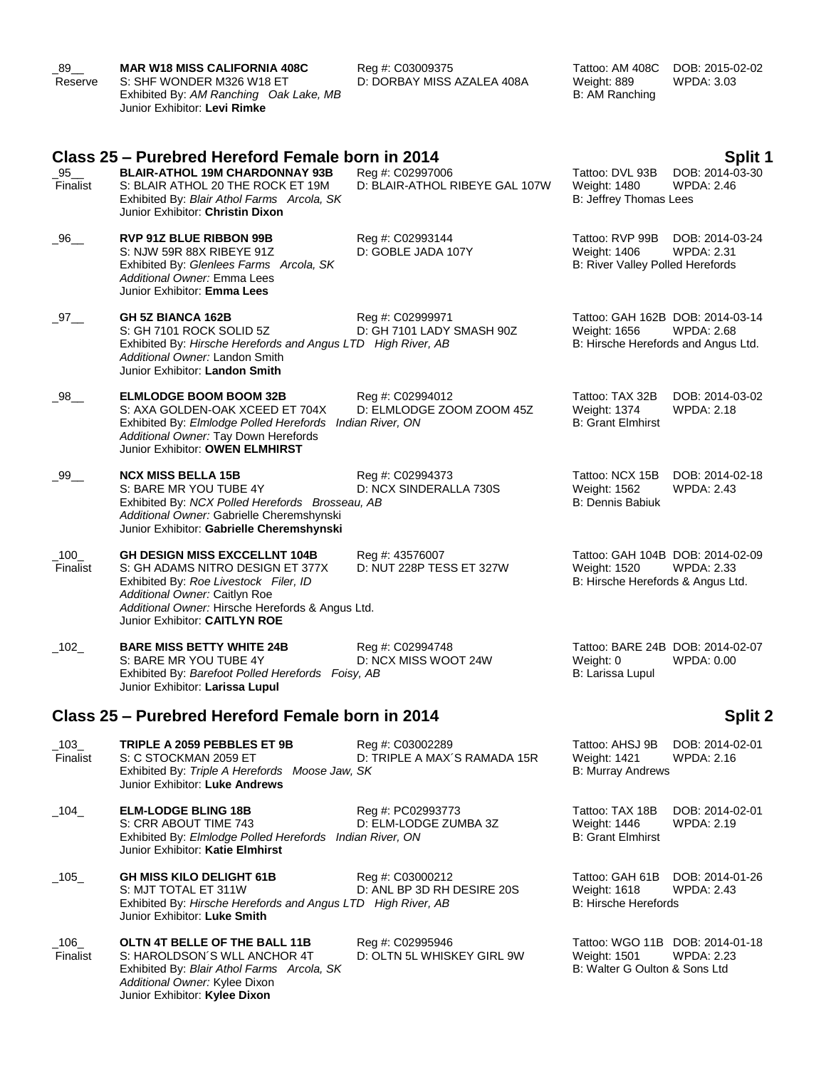_89__ **MAR W18 MISS CALIFORNIA 408C** Reg #: C03009375 Tattoo: AM 408C DOB: 2015-02-02
Reserve S: SHF WONDER M326 W18 ET D: DORBAY MISS AZALEA 408A Weight: 889 WPDA: 3.03
Exhibited By: *AM Ranching Oak Lake, MB* B: AM Ranching
Junior Exhibitor: **Levi Rimke**

## Class 25 – Purebred Hereford Female born in 2014 — Split 1

_95__ **BLAIR-ATHOL 19M CHARDONNAY 93B** Reg #: C02997006 Tattoo: DVL 93B DOB: 2014-03-30
Finalist S: BLAIR ATHOL 20 THE ROCK ET 19M D: BLAIR-ATHOL RIBEYE GAL 107W Weight: 1480 WPDA: 2.46
Exhibited By: *Blair Athol Farms Arcola, SK* B: Jeffrey Thomas Lees
Junior Exhibitor: **Christin Dixon**

_96__ **RVP 91Z BLUE RIBBON 99B** Reg #: C02993144 Tattoo: RVP 99B DOB: 2014-03-24
S: NJW 59R 88X RIBEYE 91Z D: GOBLE JADA 107Y Weight: 1406 WPDA: 2.31
Exhibited By: *Glenlees Farms Arcola, SK* B: River Valley Polled Herefords
*Additional Owner:* Emma Lees
Junior Exhibitor: **Emma Lees**

_97__ **GH 5Z BIANCA 162B** Reg #: C02999971 Tattoo: GAH 162B DOB: 2014-03-14
S: GH 7101 ROCK SOLID 5Z D: GH 7101 LADY SMASH 90Z Weight: 1656 WPDA: 2.68
Exhibited By: *Hirsche Herefords and Angus LTD High River, AB* B: Hirsche Herefords and Angus Ltd.
*Additional Owner:* Landon Smith
Junior Exhibitor: **Landon Smith**

_98__ **ELMLODGE BOOM BOOM 32B** Reg #: C02994012 Tattoo: TAX 32B DOB: 2014-03-02
S: AXA GOLDEN-OAK XCEED ET 704X D: ELMLODGE ZOOM ZOOM 45Z Weight: 1374 WPDA: 2.18
Exhibited By: *Elmlodge Polled Herefords Indian River, ON* B: Grant Elmhirst
*Additional Owner:* Tay Down Herefords
Junior Exhibitor: **OWEN ELMHIRST**

_99__ **NCX MISS BELLA 15B** Reg #: C02994373 Tattoo: NCX 15B DOB: 2014-02-18
S: BARE MR YOU TUBE 4Y D: NCX SINDERALLA 730S Weight: 1562 WPDA: 2.43
Exhibited By: *NCX Polled Herefords Brosseau, AB* B: Dennis Babiuk
*Additional Owner:* Gabrielle Cheremshynski
Junior Exhibitor: **Gabrielle Cheremshynski**

_100_ **GH DESIGN MISS EXCCELLNT 104B** Reg #: 43576007 Tattoo: GAH 104B DOB: 2014-02-09
Finalist S: GH ADAMS NITRO DESIGN ET 377X D: NUT 228P TESS ET 327W Weight: 1520 WPDA: 2.33
Exhibited By: *Roe Livestock Filer, ID* B: Hirsche Herefords & Angus Ltd.
*Additional Owner:* Caitlyn Roe
*Additional Owner:* Hirsche Herefords & Angus Ltd.
Junior Exhibitor: **CAITLYN ROE**

_102_ **BARE MISS BETTY WHITE 24B** Reg #: C02994748 Tattoo: BARE 24B DOB: 2014-02-07
S: BARE MR YOU TUBE 4Y D: NCX MISS WOOT 24W Weight: 0 WPDA: 0.00
Exhibited By: *Barefoot Polled Herefords Foisy, AB* B: Larissa Lupul
Junior Exhibitor: **Larissa Lupul**

## Class 25 – Purebred Hereford Female born in 2014 — Split 2

_103_ **TRIPLE A 2059 PEBBLES ET 9B** Reg #: C03002289 Tattoo: AHSJ 9B DOB: 2014-02-01
Finalist S: C STOCKMAN 2059 ET D: TRIPLE A MAX´S RAMADA 15R Weight: 1421 WPDA: 2.16
Exhibited By: *Triple A Herefords Moose Jaw, SK* B: Murray Andrews
Junior Exhibitor: **Luke Andrews**

_104_ **ELM-LODGE BLING 18B** Reg #: PC02993773 Tattoo: TAX 18B DOB: 2014-02-01
S: CRR ABOUT TIME 743 D: ELM-LODGE ZUMBA 3Z Weight: 1446 WPDA: 2.19
Exhibited By: *Elmlodge Polled Herefords Indian River, ON* B: Grant Elmhirst
Junior Exhibitor: **Katie Elmhirst**

_105_ **GH MISS KILO DELIGHT 61B** Reg #: C03000212 Tattoo: GAH 61B DOB: 2014-01-26
S: MJT TOTAL ET 311W D: ANL BP 3D RH DESIRE 20S Weight: 1618 WPDA: 2.43
Exhibited By: *Hirsche Herefords and Angus LTD High River, AB* B: Hirsche Herefords
Junior Exhibitor: **Luke Smith**

_106_ **OLTN 4T BELLE OF THE BALL 11B** Reg #: C02995946 Tattoo: WGO 11B DOB: 2014-01-18
Finalist S: HAROLDSON´S WLL ANCHOR 4T D: OLTN 5L WHISKEY GIRL 9W Weight: 1501 WPDA: 2.23
Exhibited By: *Blair Athol Farms Arcola, SK* B: Walter G Oulton & Sons Ltd
*Additional Owner:* Kylee Dixon
Junior Exhibitor: **Kylee Dixon**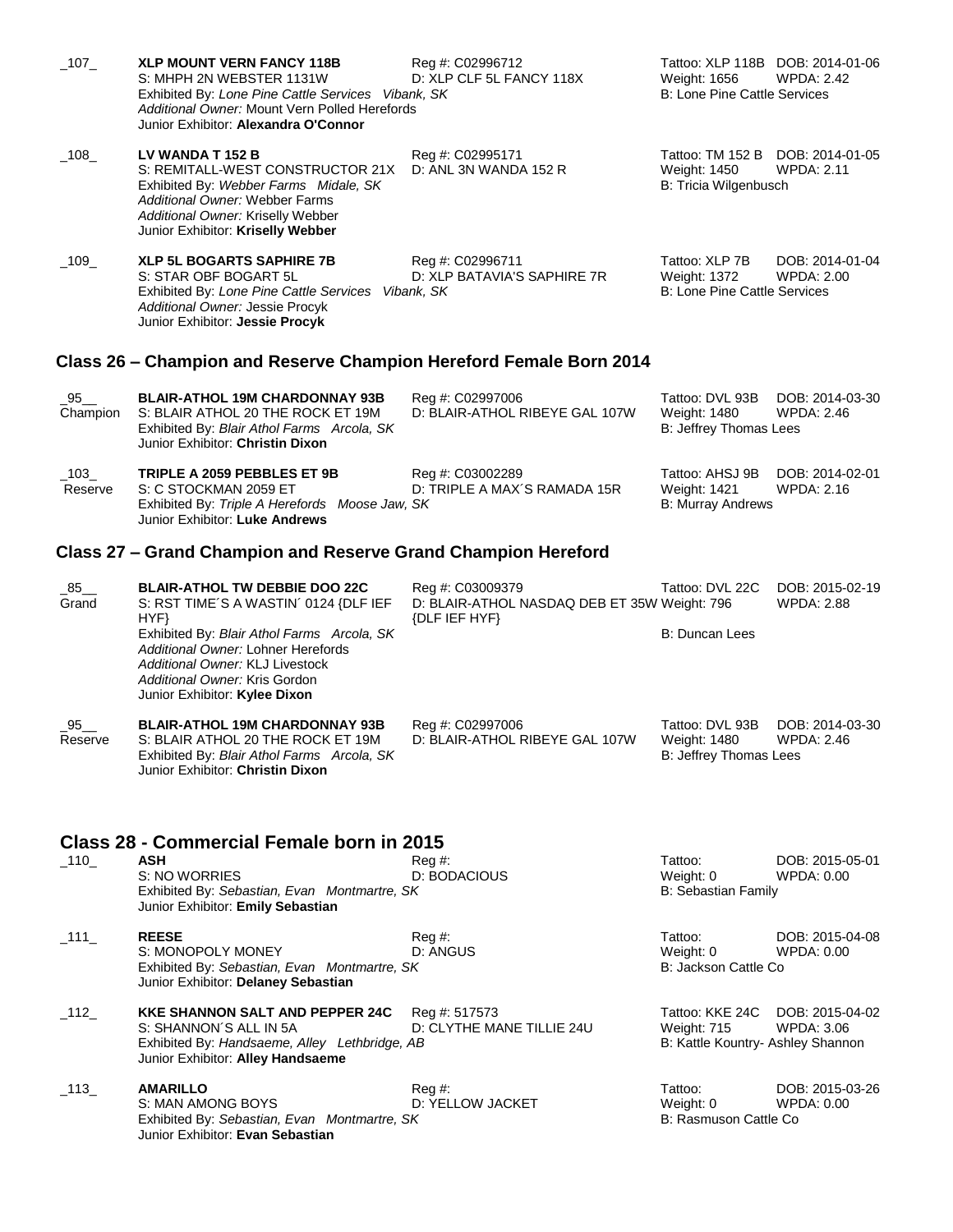_107_ **XLP MOUNT VERN FANCY 118B** Reg #: C02996712 Tattoo: XLP 118B DOB: 2014-01-06
S: MHPH 2N WEBSTER 1131W D: XLP CLF 5L FANCY 118X Weight: 1656 WPDA: 2.42
Exhibited By: *Lone Pine Cattle Services Vibank, SK* B: Lone Pine Cattle Services
*Additional Owner:* Mount Vern Polled Herefords
Junior Exhibitor: **Alexandra O'Connor**

_108_ **LV WANDA T 152 B** Reg #: C02995171 Tattoo: TM 152 B DOB: 2014-01-05
S: REMITALL-WEST CONSTRUCTOR 21X D: ANL 3N WANDA 152 R Weight: 1450 WPDA: 2.11
Exhibited By: *Webber Farms Midale, SK* B: Tricia Wilgenbusch
*Additional Owner:* Webber Farms
*Additional Owner:* Kriselly Webber
Junior Exhibitor: **Kriselly Webber**

_109_ **XLP 5L BOGARTS SAPHIRE 7B** Reg #: C02996711 Tattoo: XLP 7B DOB: 2014-01-04
S: STAR OBF BOGART 5L D: XLP BATAVIA'S SAPHIRE 7R Weight: 1372 WPDA: 2.00
Exhibited By: *Lone Pine Cattle Services Vibank, SK* B: Lone Pine Cattle Services
*Additional Owner:* Jessie Procyk
Junior Exhibitor: **Jessie Procyk**

## Class 26 – Champion and Reserve Champion Hereford Female Born 2014

_95__ Champion **BLAIR-ATHOL 19M CHARDONNAY 93B** Reg #: C02997006 Tattoo: DVL 93B DOB: 2014-03-30
S: BLAIR ATHOL 20 THE ROCK ET 19M D: BLAIR-ATHOL RIBEYE GAL 107W Weight: 1480 WPDA: 2.46
Exhibited By: *Blair Athol Farms Arcola, SK* B: Jeffrey Thomas Lees
Junior Exhibitor: **Christin Dixon**

_103_ Reserve **TRIPLE A 2059 PEBBLES ET 9B** Reg #: C03002289 Tattoo: AHSJ 9B DOB: 2014-02-01
S: C STOCKMAN 2059 ET D: TRIPLE A MAX´S RAMADA 15R Weight: 1421 WPDA: 2.16
Exhibited By: *Triple A Herefords Moose Jaw, SK* B: Murray Andrews
Junior Exhibitor: **Luke Andrews**

## Class 27 – Grand Champion and Reserve Grand Champion Hereford

_85__ Grand **BLAIR-ATHOL TW DEBBIE DOO 22C** Reg #: C03009379 Tattoo: DVL 22C DOB: 2015-02-19
S: RST TIME´S A WASTIN´ 0124 {DLF IEF HYF} D: BLAIR-ATHOL NASDAQ DEB ET 35W {DLF IEF HYF} Weight: 796 WPDA: 2.88
Exhibited By: *Blair Athol Farms Arcola, SK* B: Duncan Lees
*Additional Owner:* Lohner Herefords
*Additional Owner:* KLJ Livestock
*Additional Owner:* Kris Gordon
Junior Exhibitor: **Kylee Dixon**

_95__ Reserve **BLAIR-ATHOL 19M CHARDONNAY 93B** Reg #: C02997006 Tattoo: DVL 93B DOB: 2014-03-30
S: BLAIR ATHOL 20 THE ROCK ET 19M D: BLAIR-ATHOL RIBEYE GAL 107W Weight: 1480 WPDA: 2.46
Exhibited By: *Blair Athol Farms Arcola, SK* B: Jeffrey Thomas Lees
Junior Exhibitor: **Christin Dixon**

## Class 28 - Commercial Female born in 2015

_110_ **ASH** Reg #: Tattoo: DOB: 2015-05-01
S: NO WORRIES D: BODACIOUS Weight: 0 WPDA: 0.00
Exhibited By: *Sebastian, Evan Montmartre, SK* B: Sebastian Family
Junior Exhibitor: **Emily Sebastian**

_111_ **REESE** Reg #: Tattoo: DOB: 2015-04-08
S: MONOPOLY MONEY D: ANGUS Weight: 0 WPDA: 0.00
Exhibited By: *Sebastian, Evan Montmartre, SK* B: Jackson Cattle Co
Junior Exhibitor: **Delaney Sebastian**

_112_ **KKE SHANNON SALT AND PEPPER 24C** Reg #: 517573 Tattoo: KKE 24C DOB: 2015-04-02
S: SHANNON´S ALL IN 5A D: CLYTHE MANE TILLIE 24U Weight: 715 WPDA: 3.06
Exhibited By: *Handsaeme, Alley Lethbridge, AB* B: Kattle Kountry- Ashley Shannon
Junior Exhibitor: **Alley Handsaeme**

_113_ **AMARILLO** Reg #: Tattoo: DOB: 2015-03-26
S: MAN AMONG BOYS D: YELLOW JACKET Weight: 0 WPDA: 0.00
Exhibited By: *Sebastian, Evan Montmartre, SK* B: Rasmuson Cattle Co
Junior Exhibitor: **Evan Sebastian**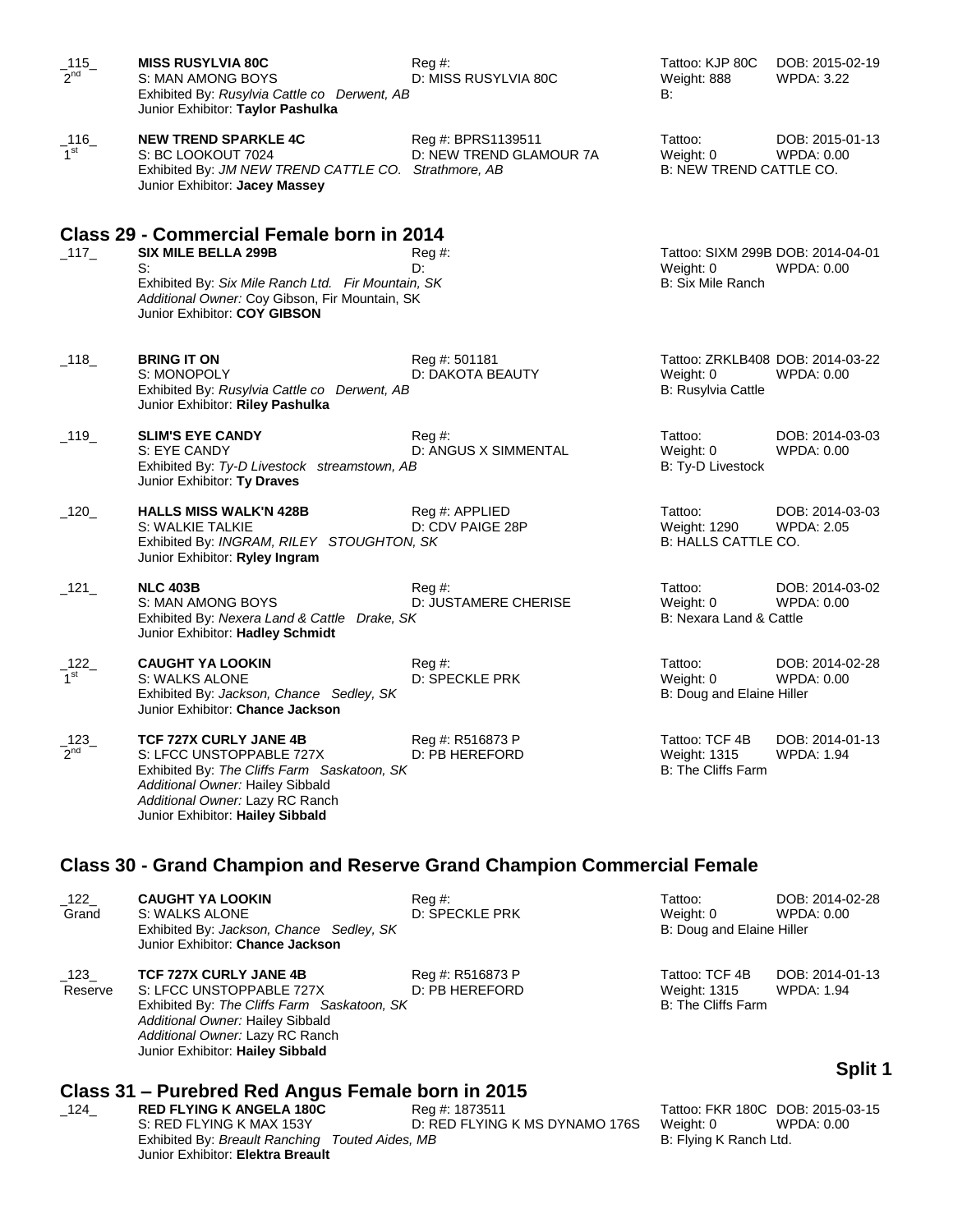_115_ 2nd **MISS RUSYLVIA 80C** Reg #: Tattoo: KJP 80C DOB: 2015-02-19
S: MAN AMONG BOYS D: MISS RUSYLVIA 80C Weight: 888 WPDA: 3.22
Exhibited By: *Rusylvia Cattle co Derwent, AB* B:
Junior Exhibitor: **Taylor Pashulka**

_116_ 1st **NEW TREND SPARKLE 4C** Reg #: BPRS1139511 Tattoo: DOB: 2015-01-13
S: BC LOOKOUT 7024 D: NEW TREND GLAMOUR 7A Weight: 0 WPDA: 0.00
Exhibited By: *JM NEW TREND CATTLE CO. Strathmore, AB* B: NEW TREND CATTLE CO.
Junior Exhibitor: **Jacey Massey**

## Class 29 - Commercial Female born in 2014

_117_ **SIX MILE BELLA 299B** Reg #: Tattoo: SIXM 299B DOB: 2014-04-01
S: D: Weight: 0 WPDA: 0.00
Exhibited By: *Six Mile Ranch Ltd. Fir Mountain, SK* B: Six Mile Ranch
*Additional Owner:* Coy Gibson, Fir Mountain, SK
Junior Exhibitor: **COY GIBSON**

_118_ **BRING IT ON** Reg #: 501181 Tattoo: ZRKLB408 DOB: 2014-03-22
S: MONOPOLY D: DAKOTA BEAUTY Weight: 0 WPDA: 0.00
Exhibited By: *Rusylvia Cattle co Derwent, AB* B: Rusylvia Cattle
Junior Exhibitor: **Riley Pashulka**

_119_ **SLIM'S EYE CANDY** Reg #: Tattoo: DOB: 2014-03-03
S: EYE CANDY D: ANGUS X SIMMENTAL Weight: 0 WPDA: 0.00
Exhibited By: *Ty-D Livestock streamstown, AB* B: Ty-D Livestock
Junior Exhibitor: **Ty Draves**

_120_ **HALLS MISS WALK'N 428B** Reg #: APPLIED Tattoo: DOB: 2014-03-03
S: WALKIE TALKIE D: CDV PAIGE 28P Weight: 1290 WPDA: 2.05
Exhibited By: *INGRAM, RILEY STOUGHTON, SK* B: HALLS CATTLE CO.
Junior Exhibitor: **Ryley Ingram**

_121_ **NLC 403B** Reg #: Tattoo: DOB: 2014-03-02
S: MAN AMONG BOYS D: JUSTAMERE CHERISE Weight: 0 WPDA: 0.00
Exhibited By: *Nexera Land & Cattle Drake, SK* B: Nexara Land & Cattle
Junior Exhibitor: **Hadley Schmidt**

_122_ 1st **CAUGHT YA LOOKIN** Reg #: Tattoo: DOB: 2014-02-28
S: WALKS ALONE D: SPECKLE PRK Weight: 0 WPDA: 0.00
Exhibited By: *Jackson, Chance Sedley, SK* B: Doug and Elaine Hiller
Junior Exhibitor: **Chance Jackson**

_123_ 2nd **TCF 727X CURLY JANE 4B** Reg #: R516873 P Tattoo: TCF 4B DOB: 2014-01-13
S: LFCC UNSTOPPABLE 727X D: PB HEREFORD Weight: 1315 WPDA: 1.94
Exhibited By: *The Cliffs Farm Saskatoon, SK* B: The Cliffs Farm
*Additional Owner:* Hailey Sibbald
*Additional Owner:* Lazy RC Ranch
Junior Exhibitor: **Hailey Sibbald**

## Class 30 - Grand Champion and Reserve Grand Champion Commercial Female

_122_ Grand **CAUGHT YA LOOKIN** Reg #: Tattoo: DOB: 2014-02-28
S: WALKS ALONE D: SPECKLE PRK Weight: 0 WPDA: 0.00
Exhibited By: *Jackson, Chance Sedley, SK* B: Doug and Elaine Hiller
Junior Exhibitor: **Chance Jackson**

_123_ Reserve **TCF 727X CURLY JANE 4B** Reg #: R516873 P Tattoo: TCF 4B DOB: 2014-01-13
S: LFCC UNSTOPPABLE 727X D: PB HEREFORD Weight: 1315 WPDA: 1.94
Exhibited By: *The Cliffs Farm Saskatoon, SK* B: The Cliffs Farm
*Additional Owner:* Hailey Sibbald
*Additional Owner:* Lazy RC Ranch
Junior Exhibitor: **Hailey Sibbald**

**Split 1**

## Class 31 – Purebred Red Angus Female born in 2015

_124_ **RED FLYING K ANGELA 180C** Reg #: 1873511 Tattoo: FKR 180C DOB: 2015-03-15
S: RED FLYING K MAX 153Y D: RED FLYING K MS DYNAMO 176S Weight: 0 WPDA: 0.00
Exhibited By: *Breault Ranching Touted Aides, MB* B: Flying K Ranch Ltd.
Junior Exhibitor: **Elektra Breault**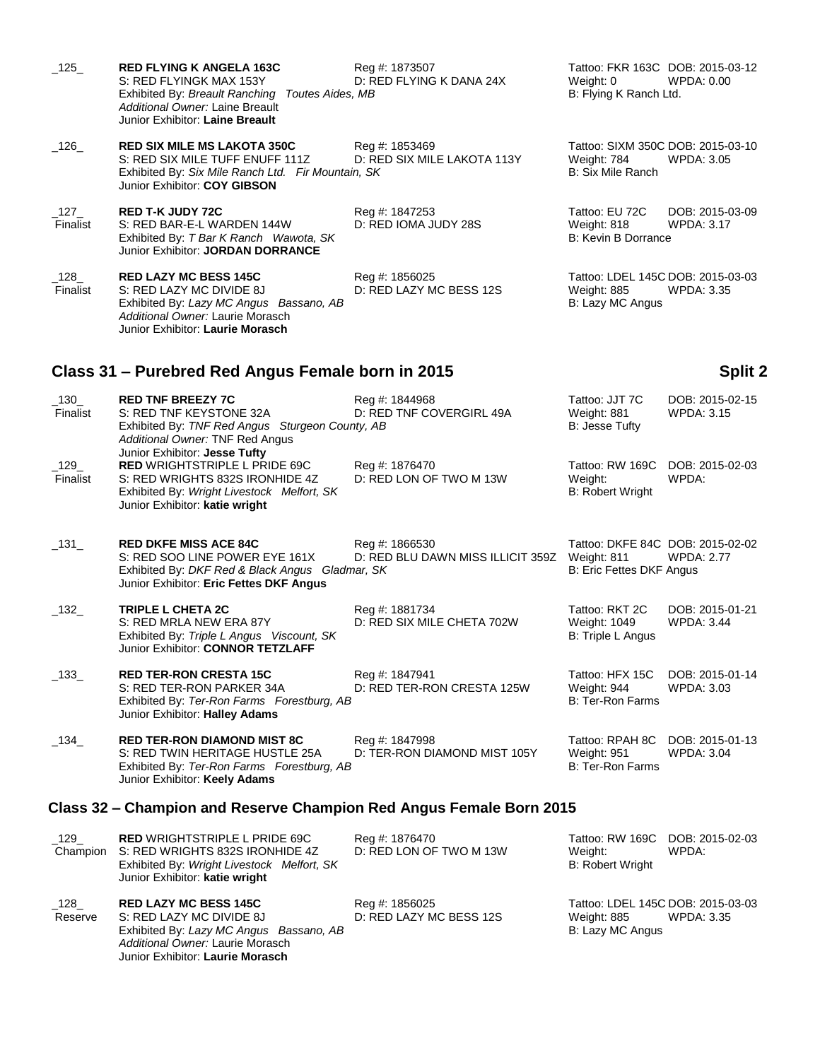_125_ **RED FLYING K ANGELA 163C** Reg #: 1873507 Tattoo: FKR 163C DOB: 2015-03-12
S: RED FLYINGK MAX 153Y D: RED FLYING K DANA 24X Weight: 0 WPDA: 0.00
Exhibited By: *Breault Ranching Toutes Aides, MB* B: Flying K Ranch Ltd.
*Additional Owner:* Laine Breault
Junior Exhibitor: **Laine Breault**

_126_ **RED SIX MILE MS LAKOTA 350C** Reg #: 1853469 Tattoo: SIXM 350C DOB: 2015-03-10
S: RED SIX MILE TUFF ENUFF 111Z D: RED SIX MILE LAKOTA 113Y Weight: 784 WPDA: 3.05
Exhibited By: *Six Mile Ranch Ltd. Fir Mountain, SK* B: Six Mile Ranch
Junior Exhibitor: **COY GIBSON**

_127_ Finalist **RED T-K JUDY 72C** Reg #: 1847253 Tattoo: EU 72C DOB: 2015-03-09
S: RED BAR-E-L WARDEN 144W D: RED IOMA JUDY 28S Weight: 818 WPDA: 3.17
Exhibited By: *T Bar K Ranch Wawota, SK* B: Kevin B Dorrance
Junior Exhibitor: **JORDAN DORRANCE**

_128_ Finalist **RED LAZY MC BESS 145C** Reg #: 1856025 Tattoo: LDEL 145C DOB: 2015-03-03
S: RED LAZY MC DIVIDE 8J D: RED LAZY MC BESS 12S Weight: 885 WPDA: 3.35
Exhibited By: *Lazy MC Angus Bassano, AB* B: Lazy MC Angus
*Additional Owner:* Laurie Morasch
Junior Exhibitor: **Laurie Morasch**

## Class 31 – Purebred Red Angus Female born in 2015 — Split 2

_130_ Finalist **RED TNF BREEZY 7C** Reg #: 1844968 Tattoo: JJT 7C DOB: 2015-02-15
S: RED TNF KEYSTONE 32A D: RED TNF COVERGIRL 49A Weight: 881 WPDA: 3.15
Exhibited By: *TNF Red Angus Sturgeon County, AB* B: Jesse Tufty
*Additional Owner:* TNF Red Angus
Junior Exhibitor: **Jesse Tufty**

_129_ Finalist **RED** WRIGHTSTRIPLE L PRIDE 69C Reg #: 1876470 Tattoo: RW 169C DOB: 2015-02-03
S: RED WRIGHTS 832S IRONHIDE 4Z D: RED LON OF TWO M 13W Weight: WPDA:
Exhibited By: *Wright Livestock Melfort, SK* B: Robert Wright
Junior Exhibitor: **katie wright**

_131_ **RED DKFE MISS ACE 84C** Reg #: 1866530 Tattoo: DKFE 84C DOB: 2015-02-02
S: RED SOO LINE POWER EYE 161X D: RED BLU DAWN MISS ILLICIT 359Z Weight: 811 WPDA: 2.77
Exhibited By: *DKF Red & Black Angus Gladmar, SK* B: Eric Fettes DKF Angus
Junior Exhibitor: **Eric Fettes DKF Angus**

_132_ **TRIPLE L CHETA 2C** Reg #: 1881734 Tattoo: RKT 2C DOB: 2015-01-21
S: RED MRLA NEW ERA 87Y D: RED SIX MILE CHETA 702W Weight: 1049 WPDA: 3.44
Exhibited By: *Triple L Angus Viscount, SK* B: Triple L Angus
Junior Exhibitor: **CONNOR TETZLAFF**

_133_ **RED TER-RON CRESTA 15C** Reg #: 1847941 Tattoo: HFX 15C DOB: 2015-01-14
S: RED TER-RON PARKER 34A D: RED TER-RON CRESTA 125W Weight: 944 WPDA: 3.03
Exhibited By: *Ter-Ron Farms Forestburg, AB* B: Ter-Ron Farms
Junior Exhibitor: **Halley Adams**

_134_ **RED TER-RON DIAMOND MIST 8C** Reg #: 1847998 Tattoo: RPAH 8C DOB: 2015-01-13
S: RED TWIN HERITAGE HUSTLE 25A D: TER-RON DIAMOND MIST 105Y Weight: 951 WPDA: 3.04
Exhibited By: *Ter-Ron Farms Forestburg, AB* B: Ter-Ron Farms
Junior Exhibitor: **Keely Adams**

## Class 32 – Champion and Reserve Champion Red Angus Female Born 2015

_129_ Champion **RED** WRIGHTSTRIPLE L PRIDE 69C Reg #: 1876470 Tattoo: RW 169C DOB: 2015-02-03
S: RED WRIGHTS 832S IRONHIDE 4Z D: RED LON OF TWO M 13W Weight: WPDA:
Exhibited By: *Wright Livestock Melfort, SK* B: Robert Wright
Junior Exhibitor: **katie wright**

_128_ Reserve **RED LAZY MC BESS 145C** Reg #: 1856025 Tattoo: LDEL 145C DOB: 2015-03-03
S: RED LAZY MC DIVIDE 8J D: RED LAZY MC BESS 12S Weight: 885 WPDA: 3.35
Exhibited By: *Lazy MC Angus Bassano, AB* B: Lazy MC Angus
*Additional Owner:* Laurie Morasch
Junior Exhibitor: **Laurie Morasch**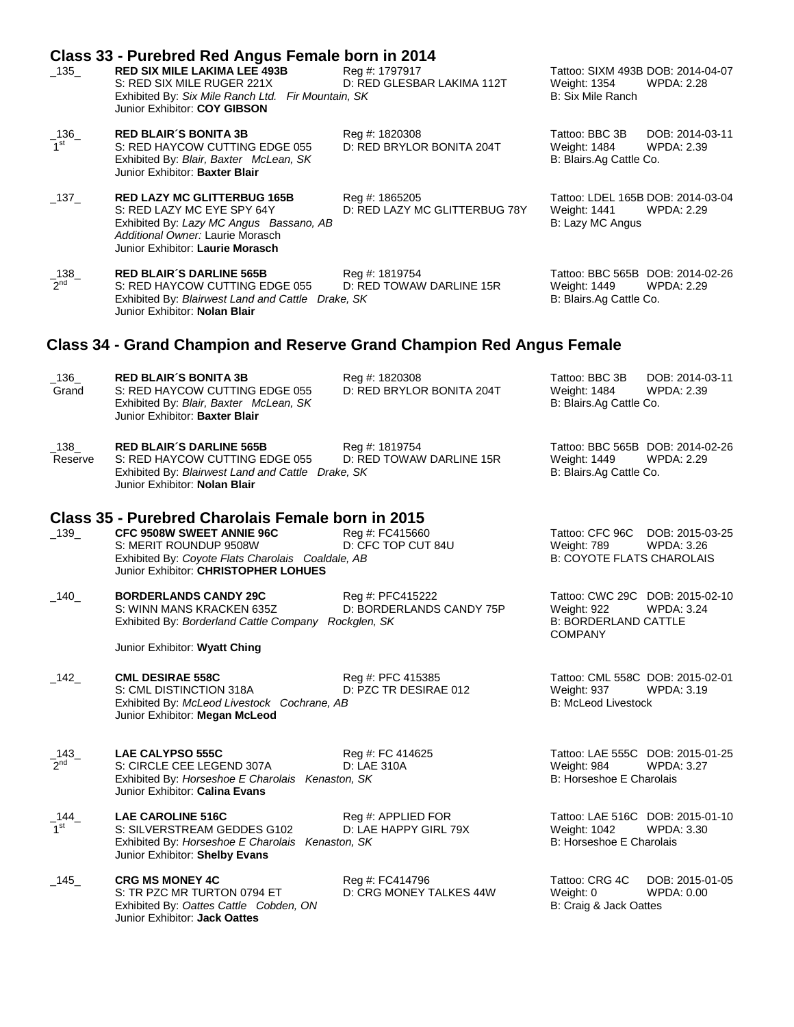## Class 33 - Purebred Red Angus Female born in 2014

_135_ **RED SIX MILE LAKIMA LEE 493B** Reg #: 1797917 Tattoo: SIXM 493B DOB: 2014-04-07
S: RED SIX MILE RUGER 221X D: RED GLESBAR LAKIMA 112T Weight: 1354 WPDA: 2.28
Exhibited By: *Six Mile Ranch Ltd. Fir Mountain, SK* B: Six Mile Ranch
Junior Exhibitor: **COY GIBSON**

_136_ 1st **RED BLAIR´S BONITA 3B** Reg #: 1820308 Tattoo: BBC 3B DOB: 2014-03-11
S: RED HAYCOW CUTTING EDGE 055 D: RED BRYLOR BONITA 204T Weight: 1484 WPDA: 2.39
Exhibited By: *Blair, Baxter McLean, SK* B: Blairs.Ag Cattle Co.
Junior Exhibitor: **Baxter Blair**

_137_ **RED LAZY MC GLITTERBUG 165B** Reg #: 1865205 Tattoo: LDEL 165B DOB: 2014-03-04
S: RED LAZY MC EYE SPY 64Y D: RED LAZY MC GLITTERBUG 78Y Weight: 1441 WPDA: 2.29
Exhibited By: *Lazy MC Angus Bassano, AB* B: Lazy MC Angus
*Additional Owner:* Laurie Morasch
Junior Exhibitor: **Laurie Morasch**

_138_ 2nd **RED BLAIR´S DARLINE 565B** Reg #: 1819754 Tattoo: BBC 565B DOB: 2014-02-26
S: RED HAYCOW CUTTING EDGE 055 D: RED TOWAW DARLINE 15R Weight: 1449 WPDA: 2.29
Exhibited By: *Blairwest Land and Cattle Drake, SK* B: Blairs.Ag Cattle Co.
Junior Exhibitor: **Nolan Blair**

## Class 34 - Grand Champion and Reserve Grand Champion Red Angus Female

_136_ Grand **RED BLAIR´S BONITA 3B** Reg #: 1820308 Tattoo: BBC 3B DOB: 2014-03-11
S: RED HAYCOW CUTTING EDGE 055 D: RED BRYLOR BONITA 204T Weight: 1484 WPDA: 2.39
Exhibited By: *Blair, Baxter McLean, SK* B: Blairs.Ag Cattle Co.
Junior Exhibitor: **Baxter Blair**

_138_ Reserve **RED BLAIR´S DARLINE 565B** Reg #: 1819754 Tattoo: BBC 565B DOB: 2014-02-26
S: RED HAYCOW CUTTING EDGE 055 D: RED TOWAW DARLINE 15R Weight: 1449 WPDA: 2.29
Exhibited By: *Blairwest Land and Cattle Drake, SK* B: Blairs.Ag Cattle Co.
Junior Exhibitor: **Nolan Blair**

## Class 35 - Purebred Charolais Female born in 2015

_139_ **CFC 9508W SWEET ANNIE 96C** Reg #: FC415660 Tattoo: CFC 96C DOB: 2015-03-25
S: MERIT ROUNDUP 9508W D: CFC TOP CUT 84U Weight: 789 WPDA: 3.26
Exhibited By: *Coyote Flats Charolais Coaldale, AB* B: COYOTE FLATS CHAROLAIS
Junior Exhibitor: **CHRISTOPHER LOHUES**

_140_ **BORDERLANDS CANDY 29C** Reg #: PFC415222 Tattoo: CWC 29C DOB: 2015-02-10
S: WINN MANS KRACKEN 635Z D: BORDERLANDS CANDY 75P Weight: 922 WPDA: 3.24
Exhibited By: *Borderland Cattle Company Rockglen, SK* B: BORDERLAND CATTLE COMPANY
Junior Exhibitor: **Wyatt Ching**

_142_ **CML DESIRAE 558C** Reg #: PFC 415385 Tattoo: CML 558C DOB: 2015-02-01
S: CML DISTINCTION 318A D: PZC TR DESIRAE 012 Weight: 937 WPDA: 3.19
Exhibited By: *McLeod Livestock Cochrane, AB* B: McLeod Livestock
Junior Exhibitor: **Megan McLeod**

_143_ 2nd **LAE CALYPSO 555C** Reg #: FC 414625 Tattoo: LAE 555C DOB: 2015-01-25
S: CIRCLE CEE LEGEND 307A D: LAE 310A Weight: 984 WPDA: 3.27
Exhibited By: *Horseshoe E Charolais Kenaston, SK* B: Horseshoe E Charolais
Junior Exhibitor: **Calina Evans**

_144_ 1st **LAE CAROLINE 516C** Reg #: APPLIED FOR Tattoo: LAE 516C DOB: 2015-01-10
S: SILVERSTREAM GEDDES G102 D: LAE HAPPY GIRL 79X Weight: 1042 WPDA: 3.30
Exhibited By: *Horseshoe E Charolais Kenaston, SK* B: Horseshoe E Charolais
Junior Exhibitor: **Shelby Evans**

_145_ **CRG MS MONEY 4C** Reg #: FC414796 Tattoo: CRG 4C DOB: 2015-01-05
S: TR PZC MR TURTON 0794 ET D: CRG MONEY TALKES 44W Weight: 0 WPDA: 0.00
Exhibited By: *Oattes Cattle Cobden, ON* B: Craig & Jack Oattes
Junior Exhibitor: **Jack Oattes**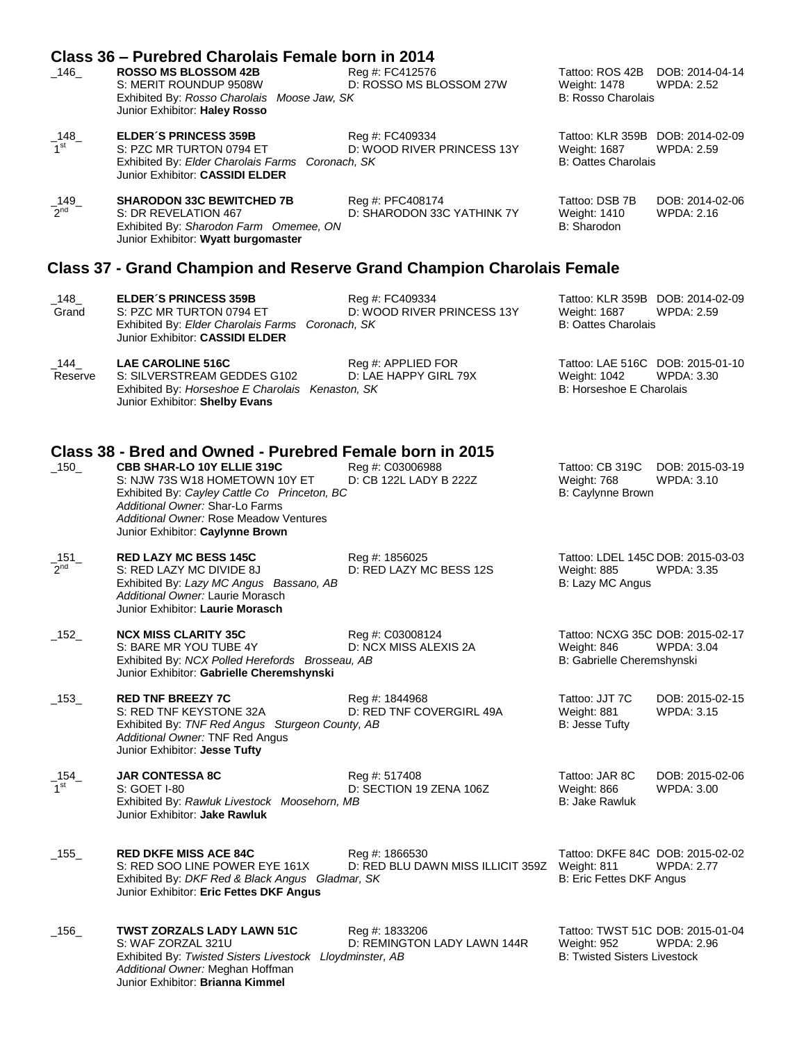## Class 36 – Purebred Charolais Female born in 2014

_146_ **ROSSO MS BLOSSOM 42B** Reg #: FC412576 Tattoo: ROS 42B DOB: 2014-04-14
S: MERIT ROUNDUP 9508W D: ROSSO MS BLOSSOM 27W Weight: 1478 WPDA: 2.52
Exhibited By: *Rosso Charolais Moose Jaw, SK* B: Rosso Charolais
Junior Exhibitor: **Haley Rosso**

_148_ 1st **ELDER´S PRINCESS 359B** Reg #: FC409334 Tattoo: KLR 359B DOB: 2014-02-09
S: PZC MR TURTON 0794 ET D: WOOD RIVER PRINCESS 13Y Weight: 1687 WPDA: 2.59
Exhibited By: *Elder Charolais Farms Coronach, SK* B: Oattes Charolais
Junior Exhibitor: **CASSIDI ELDER**

_149_ 2nd **SHARODON 33C BEWITCHED 7B** Reg #: PFC408174 Tattoo: DSB 7B DOB: 2014-02-06
S: DR REVELATION 467 D: SHARODON 33C YATHINK 7Y Weight: 1410 WPDA: 2.16
Exhibited By: *Sharodon Farm Omemee, ON* B: Sharodon
Junior Exhibitor: **Wyatt burgomaster**

## Class 37 - Grand Champion and Reserve Grand Champion Charolais Female

_148_ Grand **ELDER´S PRINCESS 359B** Reg #: FC409334 Tattoo: KLR 359B DOB: 2014-02-09
S: PZC MR TURTON 0794 ET D: WOOD RIVER PRINCESS 13Y Weight: 1687 WPDA: 2.59
Exhibited By: *Elder Charolais Farms Coronach, SK* B: Oattes Charolais
Junior Exhibitor: **CASSIDI ELDER**

_144_ Reserve **LAE CAROLINE 516C** Reg #: APPLIED FOR Tattoo: LAE 516C DOB: 2015-01-10
S: SILVERSTREAM GEDDES G102 D: LAE HAPPY GIRL 79X Weight: 1042 WPDA: 3.30
Exhibited By: *Horseshoe E Charolais Kenaston, SK* B: Horseshoe E Charolais
Junior Exhibitor: **Shelby Evans**

## Class 38 - Bred and Owned - Purebred Female born in 2015

_150_ **CBB SHAR-LO 10Y ELLIE 319C** Reg #: C03006988 Tattoo: CB 319C DOB: 2015-03-19
S: NJW 73S W18 HOMETOWN 10Y ET D: CB 122L LADY B 222Z Weight: 768 WPDA: 3.10
Exhibited By: *Cayley Cattle Co Princeton, BC* B: Caylynne Brown
*Additional Owner:* Shar-Lo Farms
*Additional Owner:* Rose Meadow Ventures
Junior Exhibitor: **Caylynne Brown**

_151_ 2nd **RED LAZY MC BESS 145C** Reg #: 1856025 Tattoo: LDEL 145C DOB: 2015-03-03
S: RED LAZY MC DIVIDE 8J D: RED LAZY MC BESS 12S Weight: 885 WPDA: 3.35
Exhibited By: *Lazy MC Angus Bassano, AB* B: Lazy MC Angus
*Additional Owner:* Laurie Morasch
Junior Exhibitor: **Laurie Morasch**

_152_ **NCX MISS CLARITY 35C** Reg #: C03008124 Tattoo: NCXG 35C DOB: 2015-02-17
S: BARE MR YOU TUBE 4Y D: NCX MISS ALEXIS 2A Weight: 846 WPDA: 3.04
Exhibited By: *NCX Polled Herefords Brosseau, AB* B: Gabrielle Cheremshynski
Junior Exhibitor: **Gabrielle Cheremshynski**

_153_ **RED TNF BREEZY 7C** Reg #: 1844968 Tattoo: JJT 7C DOB: 2015-02-15
S: RED TNF KEYSTONE 32A D: RED TNF COVERGIRL 49A Weight: 881 WPDA: 3.15
Exhibited By: *TNF Red Angus Sturgeon County, AB* B: Jesse Tufty
*Additional Owner:* TNF Red Angus
Junior Exhibitor: **Jesse Tufty**

_154_ 1st **JAR CONTESSA 8C** Reg #: 517408 Tattoo: JAR 8C DOB: 2015-02-06
S: GOET I-80 D: SECTION 19 ZENA 106Z Weight: 866 WPDA: 3.00
Exhibited By: *Rawluk Livestock Moosehorn, MB* B: Jake Rawluk
Junior Exhibitor: **Jake Rawluk**

_155_ **RED DKFE MISS ACE 84C** Reg #: 1866530 Tattoo: DKFE 84C DOB: 2015-02-02
S: RED SOO LINE POWER EYE 161X D: RED BLU DAWN MISS ILLICIT 359Z Weight: 811 WPDA: 2.77
Exhibited By: *DKF Red & Black Angus Gladmar, SK* B: Eric Fettes DKF Angus
Junior Exhibitor: **Eric Fettes DKF Angus**

_156_ **TWST ZORZALS LADY LAWN 51C** Reg #: 1833206 Tattoo: TWST 51C DOB: 2015-01-04
S: WAF ZORZAL 321U D: REMINGTON LADY LAWN 144R Weight: 952 WPDA: 2.96
Exhibited By: *Twisted Sisters Livestock Lloydminster, AB* B: Twisted Sisters Livestock
*Additional Owner:* Meghan Hoffman
Junior Exhibitor: **Brianna Kimmel**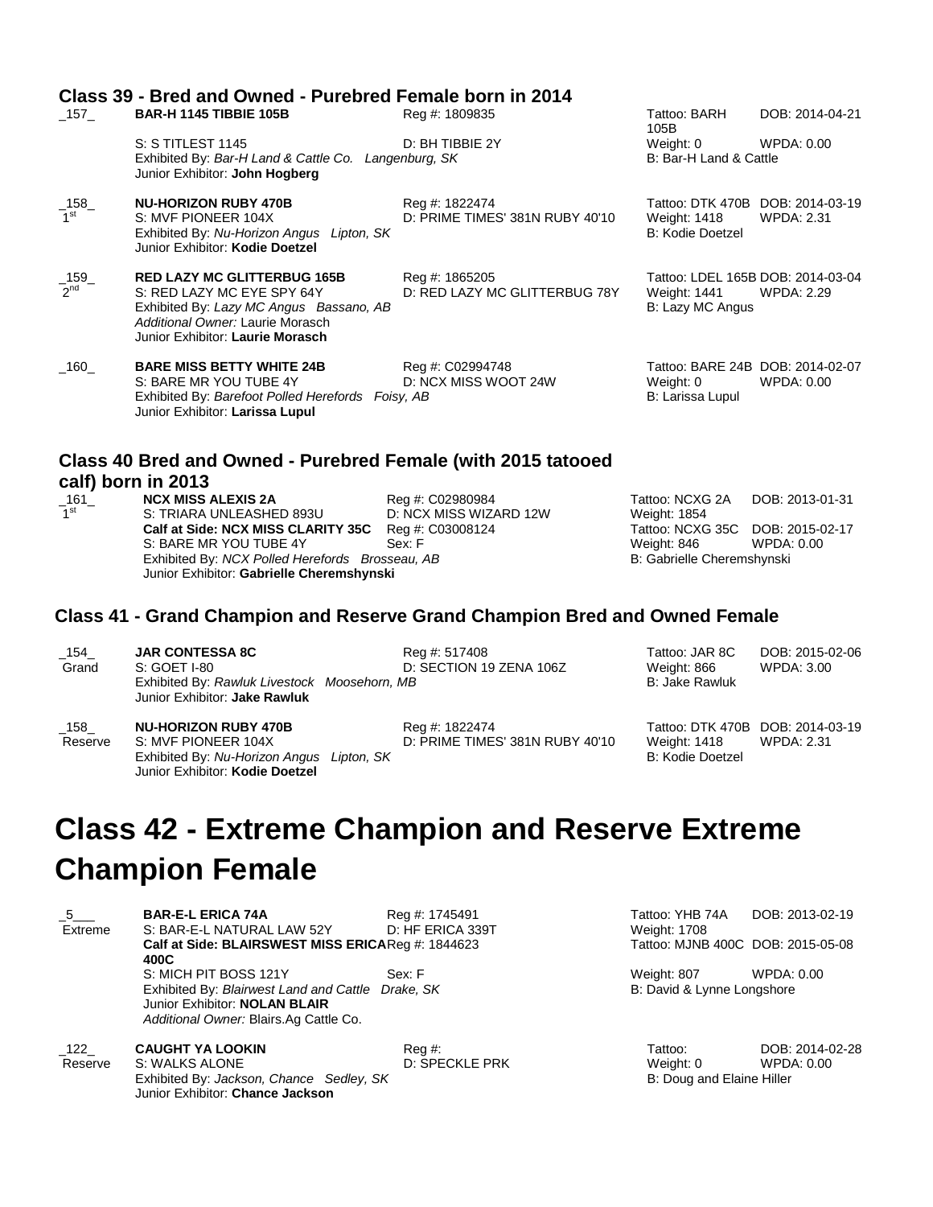### Class 39 - Bred and Owned - Purebred Female born in 2014

_157_ **BAR-H 1145 TIBBIE 105B** Reg #: 1809835 Tattoo: BARH 105B DOB: 2014-04-21
S: S TITLEST 1145 D: BH TIBBIE 2Y Weight: 0 WPDA: 0.00
Exhibited By: *Bar-H Land & Cattle Co. Langenburg, SK* B: Bar-H Land & Cattle
Junior Exhibitor: **John Hogberg**

_158_ 1st **NU-HORIZON RUBY 470B** Reg #: 1822474 Tattoo: DTK 470B DOB: 2014-03-19
S: MVF PIONEER 104X D: PRIME TIMES' 381N RUBY 40'10 Weight: 1418 WPDA: 2.31
Exhibited By: *Nu-Horizon Angus Lipton, SK* B: Kodie Doetzel
Junior Exhibitor: **Kodie Doetzel**

_159_ 2nd **RED LAZY MC GLITTERBUG 165B** Reg #: 1865205 Tattoo: LDEL 165B DOB: 2014-03-04
S: RED LAZY MC EYE SPY 64Y D: RED LAZY MC GLITTERBUG 78Y Weight: 1441 WPDA: 2.29
Exhibited By: *Lazy MC Angus Bassano, AB* B: Lazy MC Angus
*Additional Owner:* Laurie Morasch
Junior Exhibitor: **Laurie Morasch**

_160_ **BARE MISS BETTY WHITE 24B** Reg #: C02994748 Tattoo: BARE 24B DOB: 2014-02-07
S: BARE MR YOU TUBE 4Y D: NCX MISS WOOT 24W Weight: 0 WPDA: 0.00
Exhibited By: *Barefoot Polled Herefords Foisy, AB* B: Larissa Lupul
Junior Exhibitor: **Larissa Lupul**

### Class 40 Bred and Owned - Purebred Female (with 2015 tatooed calf) born in 2013

_161_ 1st **NCX MISS ALEXIS 2A** Reg #: C02980984 Tattoo: NCXG 2A DOB: 2013-01-31
S: TRIARA UNLEASHED 893U D: NCX MISS WIZARD 12W Weight: 1854
**Calf at Side: NCX MISS CLARITY 35C** Reg #: C03008124 Tattoo: NCXG 35C DOB: 2015-02-17
S: BARE MR YOU TUBE 4Y Sex: F Weight: 846 WPDA: 0.00
Exhibited By: *NCX Polled Herefords Brosseau, AB* B: Gabrielle Cheremshynski
Junior Exhibitor: **Gabrielle Cheremshynski**

### Class 41 - Grand Champion and Reserve Grand Champion Bred and Owned Female

_154_ Grand **JAR CONTESSA 8C** Reg #: 517408 Tattoo: JAR 8C DOB: 2015-02-06
S: GOET I-80 D: SECTION 19 ZENA 106Z Weight: 866 WPDA: 3.00
Exhibited By: *Rawluk Livestock Moosehorn, MB* B: Jake Rawluk
Junior Exhibitor: **Jake Rawluk**

_158_ Reserve **NU-HORIZON RUBY 470B** Reg #: 1822474 Tattoo: DTK 470B DOB: 2014-03-19
S: MVF PIONEER 104X D: PRIME TIMES' 381N RUBY 40'10 Weight: 1418 WPDA: 2.31
Exhibited By: *Nu-Horizon Angus Lipton, SK* B: Kodie Doetzel
Junior Exhibitor: **Kodie Doetzel**

# Class 42 - Extreme Champion and Reserve Extreme Champion Female

_5___ Extreme **BAR-E-L ERICA 74A** Reg #: 1745491 Tattoo: YHB 74A DOB: 2013-02-19
S: BAR-E-L NATURAL LAW 52Y D: HF ERICA 339T Weight: 1708
**Calf at Side: BLAIRSWEST MISS ERICA 400C** Reg #: 1844623 Tattoo: MJNB 400C DOB: 2015-05-08
S: MICH PIT BOSS 121Y Sex: F Weight: 807 WPDA: 0.00
Exhibited By: *Blairwest Land and Cattle Drake, SK* B: David & Lynne Longshore
Junior Exhibitor: **NOLAN BLAIR**
*Additional Owner:* Blairs.Ag Cattle Co.

_122_ Reserve **CAUGHT YA LOOKIN** Reg #: Tattoo: DOB: 2014-02-28
S: WALKS ALONE D: SPECKLE PRK Weight: 0 WPDA: 0.00
Exhibited By: *Jackson, Chance Sedley, SK* B: Doug and Elaine Hiller
Junior Exhibitor: **Chance Jackson**